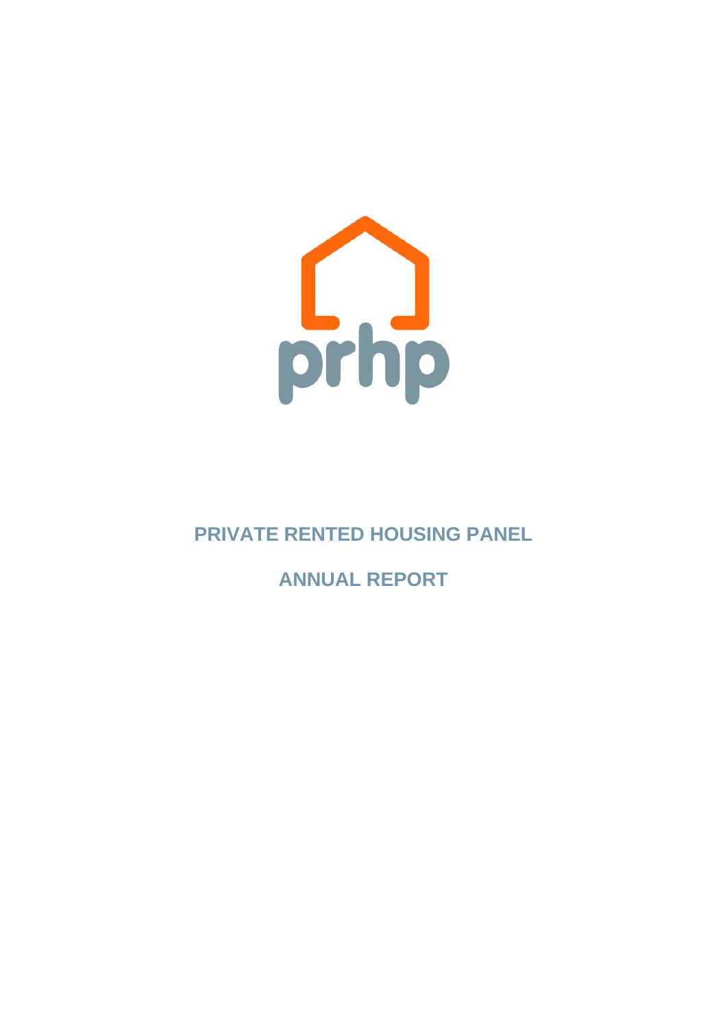prhp

# PRIVATE RENTED HOUSING PANEL

## ANNUAL REPORT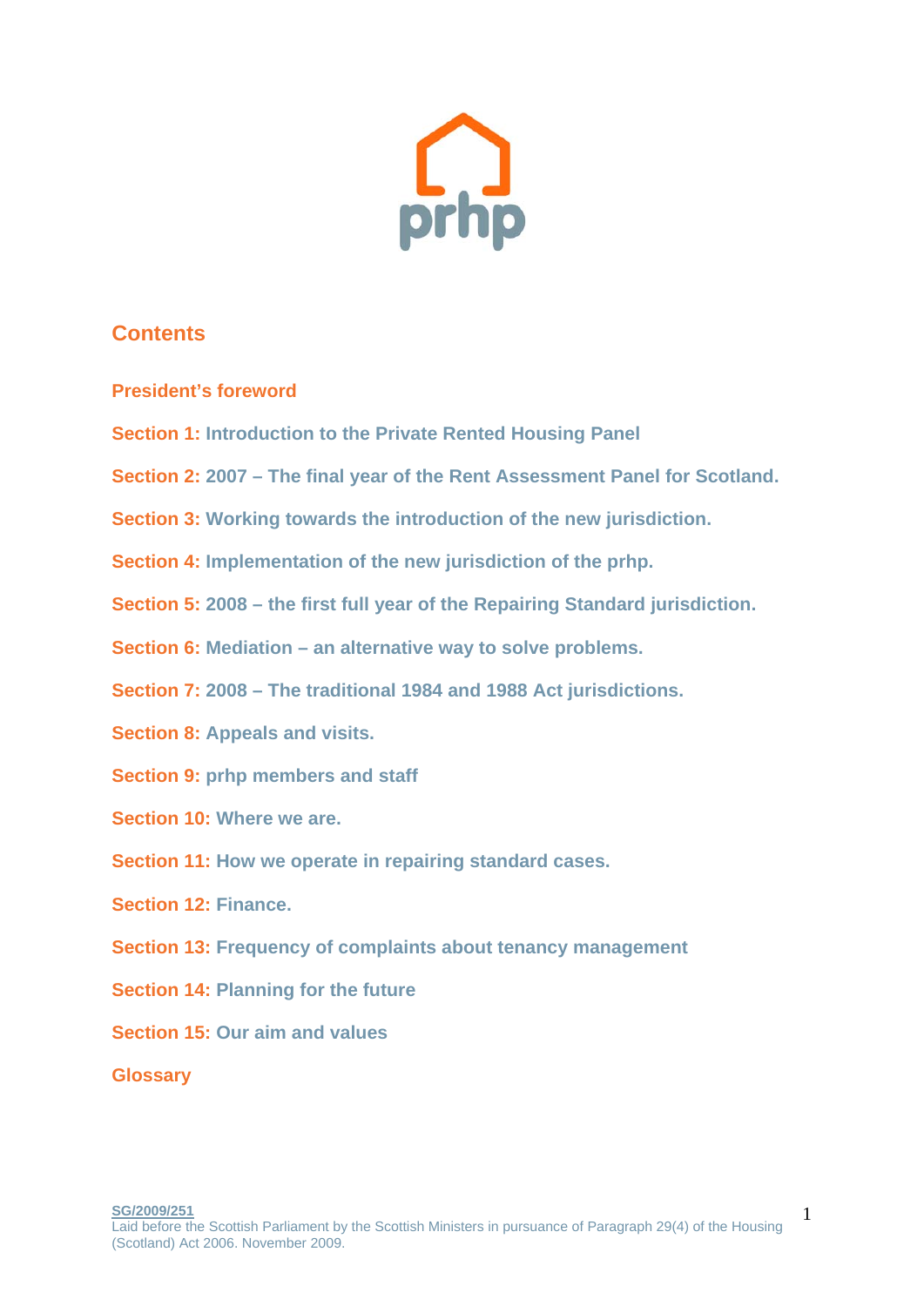prhp

## Contents

**President's foreword**

**Section 1:** Introduction to the Private Rented Housing Panel

**Section 2:** 2007 – The final year of the Rent Assessment Panel for Scotland.

**Section 3:** Working towards the introduction of the new jurisdiction.

**Section 4:** Implementation of the new jurisdiction of the prhp.

**Section 5:** 2008 – the first full year of the Repairing Standard jurisdiction.

**Section 6:** Mediation – an alternative way to solve problems.

**Section 7:** 2008 – The traditional 1984 and 1988 Act jurisdictions.

**Section 8:** Appeals and visits.

**Section 9:** prhp members and staff

**Section 10:** Where we are.

**Section 11:** How we operate in repairing standard cases.

**Section 12:** Finance.

**Section 13:** Frequency of complaints about tenancy management

**Section 14:** Planning for the future

**Section 15:** Our aim and values

**Glossary**

SG/2009/251
Laid before the Scottish Parliament by the Scottish Ministers in pursuance of Paragraph 29(4) of the Housing (Scotland) Act 2006. November 2009.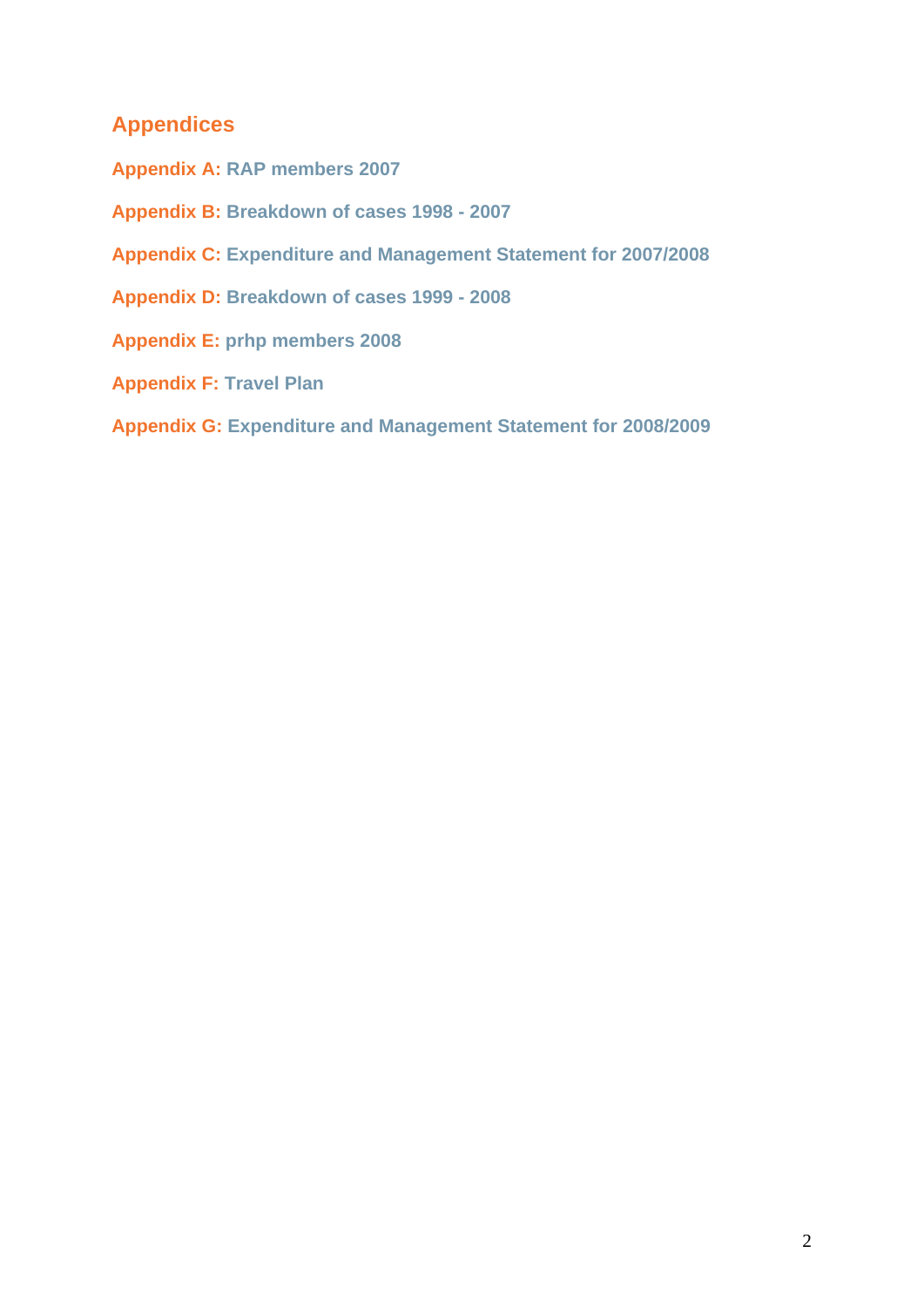## Appendices

**Appendix A:** **RAP members 2007**

**Appendix B:** **Breakdown of cases 1998 - 2007**

**Appendix C:** **Expenditure and Management Statement for 2007/2008**

**Appendix D:** **Breakdown of cases 1999 - 2008**

**Appendix E:** **prhp members 2008**

**Appendix F:** **Travel Plan**

**Appendix G:** **Expenditure and Management Statement for 2008/2009**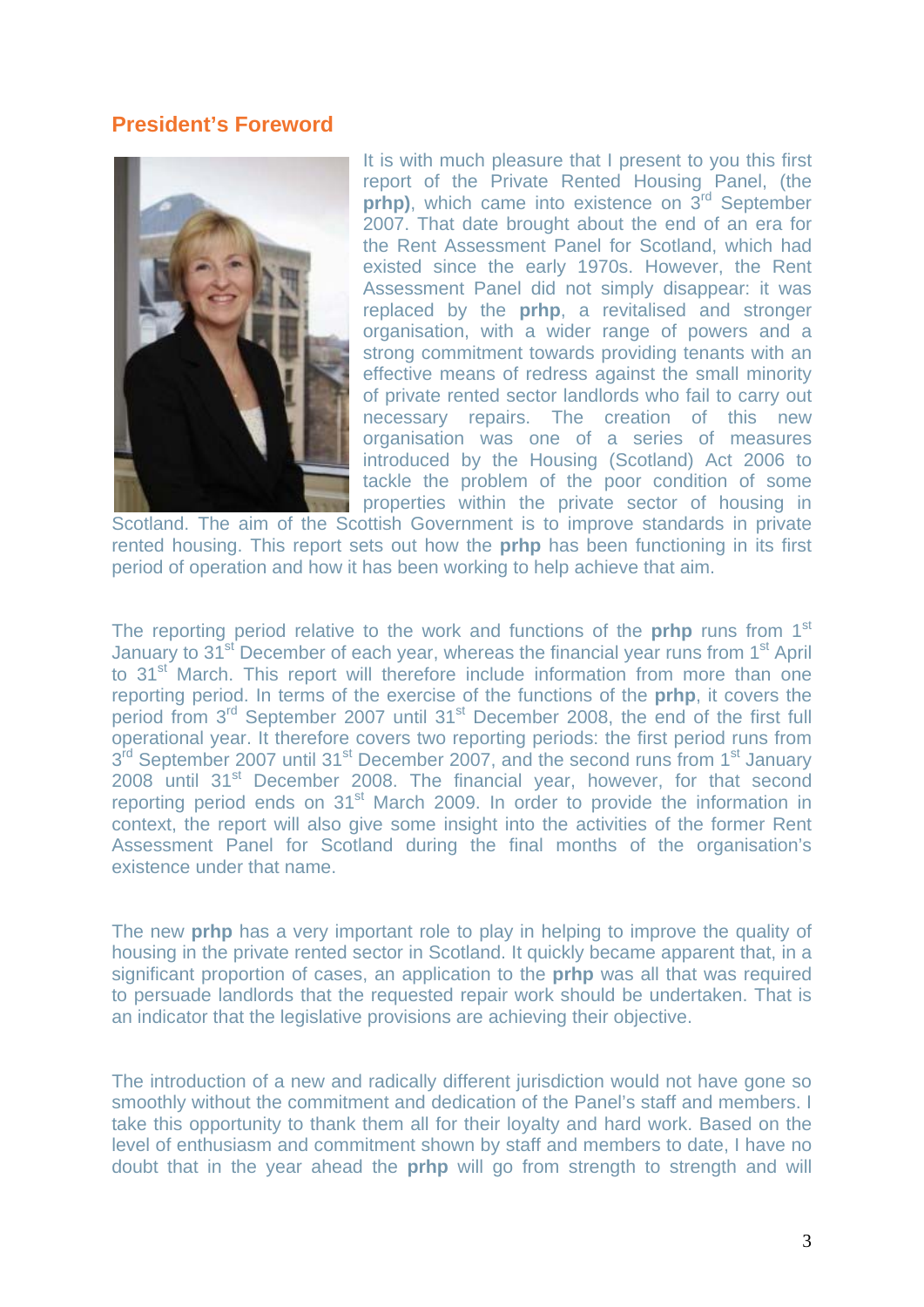## President's Foreword

It is with much pleasure that I present to you this first report of the Private Rented Housing Panel, (the **prhp)**, which came into existence on 3rd September 2007. That date brought about the end of an era for the Rent Assessment Panel for Scotland, which had existed since the early 1970s. However, the Rent Assessment Panel did not simply disappear: it was replaced by the **prhp**, a revitalised and stronger organisation, with a wider range of powers and a strong commitment towards providing tenants with an effective means of redress against the small minority of private rented sector landlords who fail to carry out necessary repairs. The creation of this new organisation was one of a series of measures introduced by the Housing (Scotland) Act 2006 to tackle the problem of the poor condition of some properties within the private sector of housing in Scotland. The aim of the Scottish Government is to improve standards in private rented housing. This report sets out how the **prhp** has been functioning in its first period of operation and how it has been working to help achieve that aim.

The reporting period relative to the work and functions of the **prhp** runs from 1st January to 31st December of each year, whereas the financial year runs from 1st April to 31st March. This report will therefore include information from more than one reporting period. In terms of the exercise of the functions of the **prhp**, it covers the period from 3rd September 2007 until 31st December 2008, the end of the first full operational year. It therefore covers two reporting periods: the first period runs from 3rd September 2007 until 31st December 2007, and the second runs from 1st January 2008 until 31st December 2008. The financial year, however, for that second reporting period ends on 31st March 2009. In order to provide the information in context, the report will also give some insight into the activities of the former Rent Assessment Panel for Scotland during the final months of the organisation's existence under that name.

The new **prhp** has a very important role to play in helping to improve the quality of housing in the private rented sector in Scotland. It quickly became apparent that, in a significant proportion of cases, an application to the **prhp** was all that was required to persuade landlords that the requested repair work should be undertaken. That is an indicator that the legislative provisions are achieving their objective.

The introduction of a new and radically different jurisdiction would not have gone so smoothly without the commitment and dedication of the Panel's staff and members. I take this opportunity to thank them all for their loyalty and hard work. Based on the level of enthusiasm and commitment shown by staff and members to date, I have no doubt that in the year ahead the **prhp** will go from strength to strength and will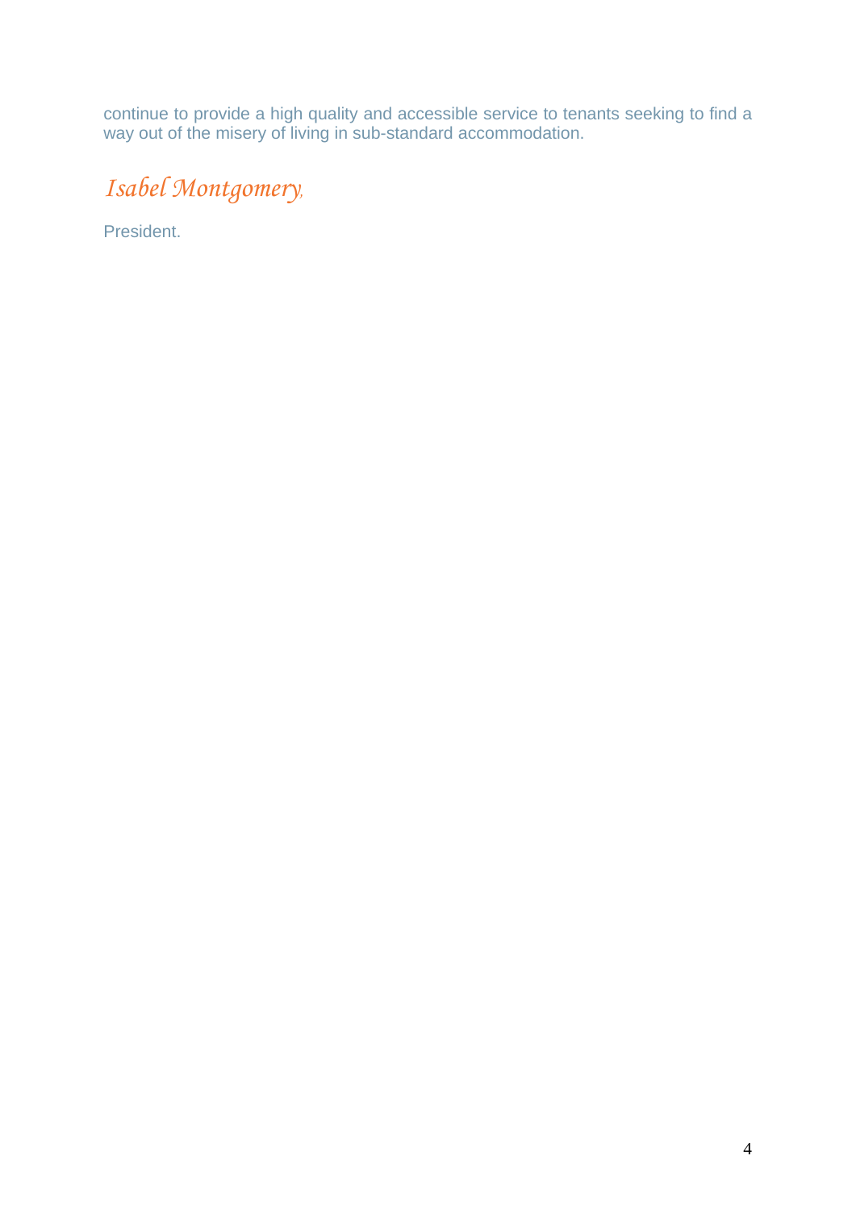continue to provide a high quality and accessible service to tenants seeking to find a way out of the misery of living in sub-standard accommodation.

*Isabel Montgomery,*

President.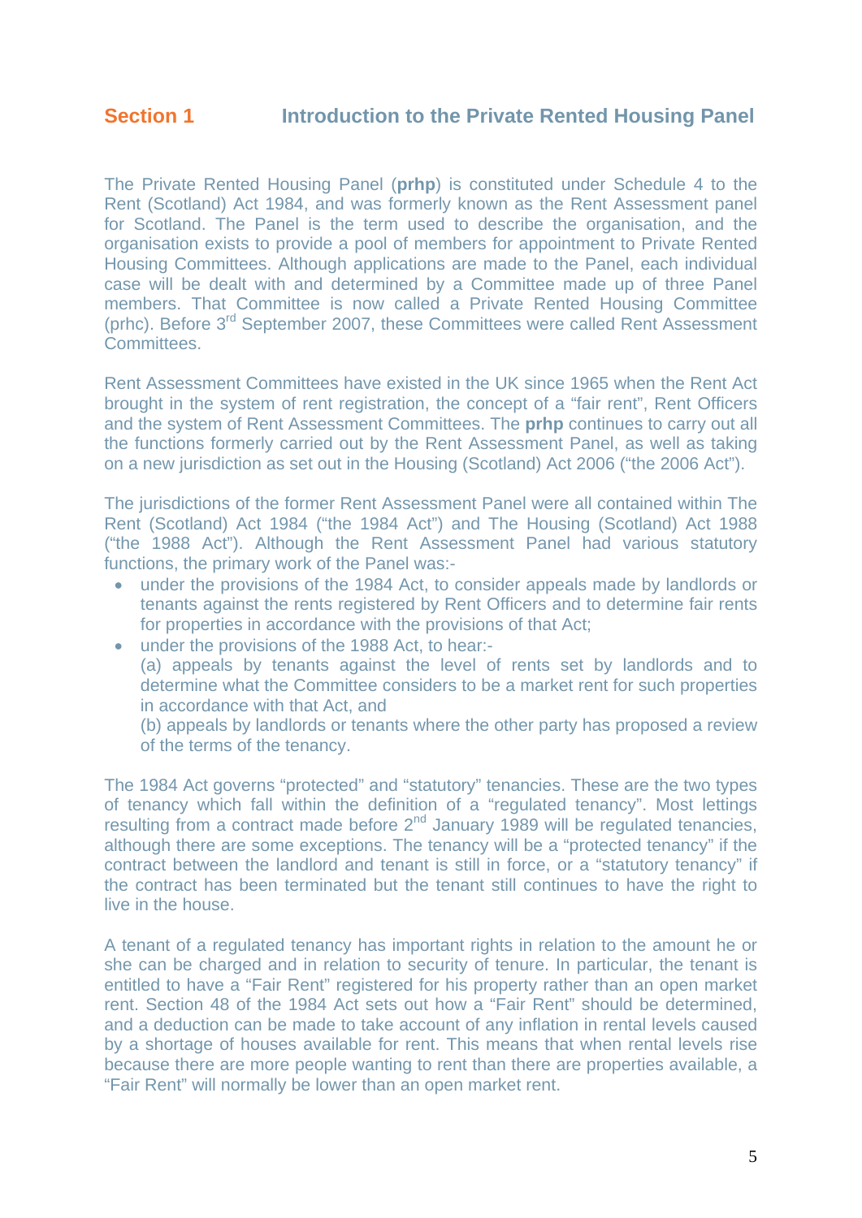## Section 1 Introduction to the Private Rented Housing Panel

The Private Rented Housing Panel (**prhp**) is constituted under Schedule 4 to the Rent (Scotland) Act 1984, and was formerly known as the Rent Assessment panel for Scotland. The Panel is the term used to describe the organisation, and the organisation exists to provide a pool of members for appointment to Private Rented Housing Committees. Although applications are made to the Panel, each individual case will be dealt with and determined by a Committee made up of three Panel members. That Committee is now called a Private Rented Housing Committee (prhc). Before 3rd September 2007, these Committees were called Rent Assessment Committees.

Rent Assessment Committees have existed in the UK since 1965 when the Rent Act brought in the system of rent registration, the concept of a "fair rent", Rent Officers and the system of Rent Assessment Committees. The **prhp** continues to carry out all the functions formerly carried out by the Rent Assessment Panel, as well as taking on a new jurisdiction as set out in the Housing (Scotland) Act 2006 ("the 2006 Act").

The jurisdictions of the former Rent Assessment Panel were all contained within The Rent (Scotland) Act 1984 ("the 1984 Act") and The Housing (Scotland) Act 1988 ("the 1988 Act"). Although the Rent Assessment Panel had various statutory functions, the primary work of the Panel was:-

- under the provisions of the 1984 Act, to consider appeals made by landlords or tenants against the rents registered by Rent Officers and to determine fair rents for properties in accordance with the provisions of that Act;
- under the provisions of the 1988 Act, to hear:-
  (a) appeals by tenants against the level of rents set by landlords and to determine what the Committee considers to be a market rent for such properties in accordance with that Act, and
  (b) appeals by landlords or tenants where the other party has proposed a review of the terms of the tenancy.

The 1984 Act governs "protected" and "statutory" tenancies. These are the two types of tenancy which fall within the definition of a "regulated tenancy". Most lettings resulting from a contract made before 2nd January 1989 will be regulated tenancies, although there are some exceptions. The tenancy will be a "protected tenancy" if the contract between the landlord and tenant is still in force, or a "statutory tenancy" if the contract has been terminated but the tenant still continues to have the right to live in the house.

A tenant of a regulated tenancy has important rights in relation to the amount he or she can be charged and in relation to security of tenure. In particular, the tenant is entitled to have a "Fair Rent" registered for his property rather than an open market rent. Section 48 of the 1984 Act sets out how a "Fair Rent" should be determined, and a deduction can be made to take account of any inflation in rental levels caused by a shortage of houses available for rent. This means that when rental levels rise because there are more people wanting to rent than there are properties available, a "Fair Rent" will normally be lower than an open market rent.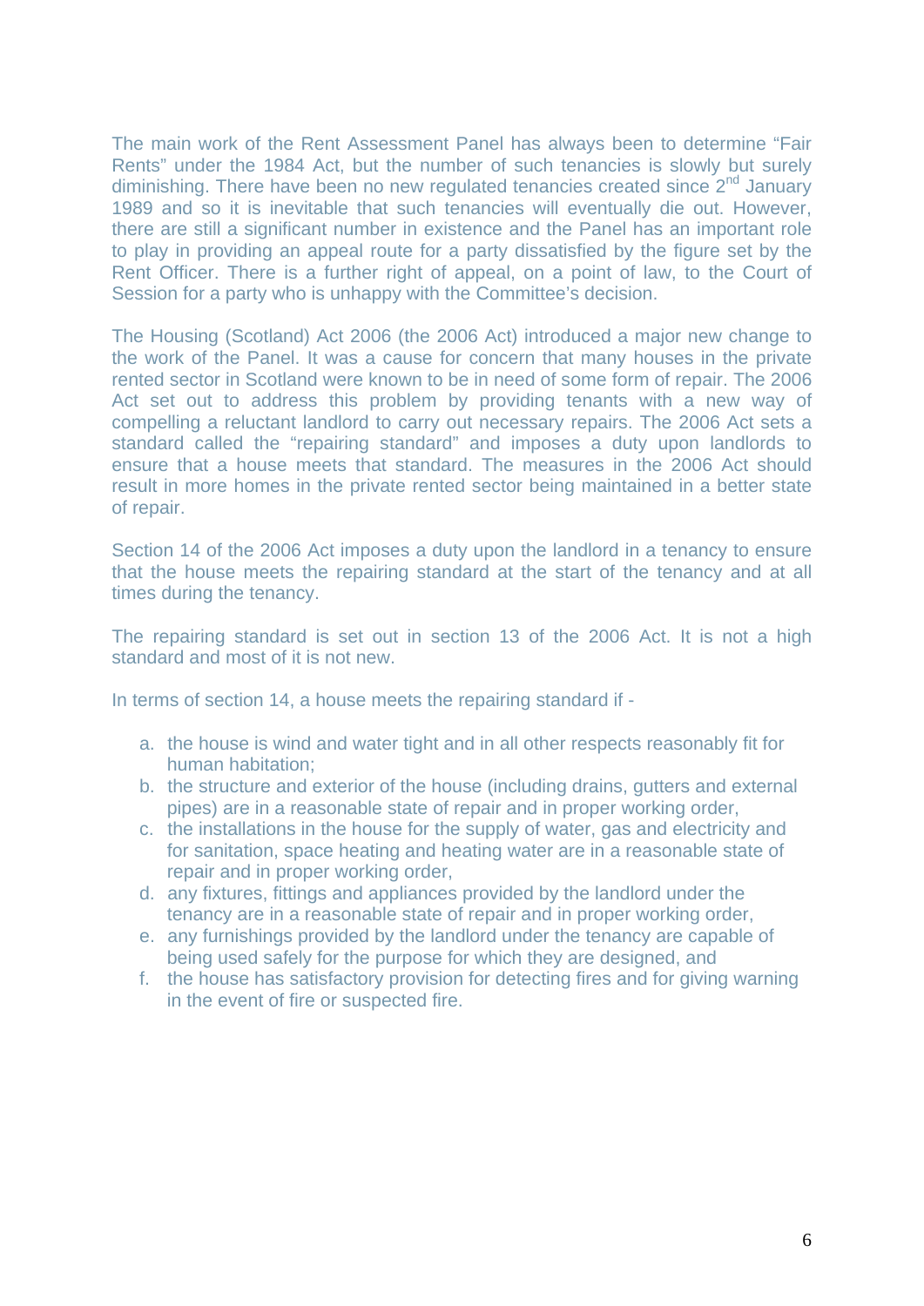The main work of the Rent Assessment Panel has always been to determine "Fair Rents" under the 1984 Act, but the number of such tenancies is slowly but surely diminishing. There have been no new regulated tenancies created since 2nd January 1989 and so it is inevitable that such tenancies will eventually die out. However, there are still a significant number in existence and the Panel has an important role to play in providing an appeal route for a party dissatisfied by the figure set by the Rent Officer. There is a further right of appeal, on a point of law, to the Court of Session for a party who is unhappy with the Committee's decision.

The Housing (Scotland) Act 2006 (the 2006 Act) introduced a major new change to the work of the Panel. It was a cause for concern that many houses in the private rented sector in Scotland were known to be in need of some form of repair. The 2006 Act set out to address this problem by providing tenants with a new way of compelling a reluctant landlord to carry out necessary repairs. The 2006 Act sets a standard called the "repairing standard" and imposes a duty upon landlords to ensure that a house meets that standard. The measures in the 2006 Act should result in more homes in the private rented sector being maintained in a better state of repair.

Section 14 of the 2006 Act imposes a duty upon the landlord in a tenancy to ensure that the house meets the repairing standard at the start of the tenancy and at all times during the tenancy.

The repairing standard is set out in section 13 of the 2006 Act. It is not a high standard and most of it is not new.

In terms of section 14, a house meets the repairing standard if -

a. the house is wind and water tight and in all other respects reasonably fit for human habitation;
b. the structure and exterior of the house (including drains, gutters and external pipes) are in a reasonable state of repair and in proper working order,
c. the installations in the house for the supply of water, gas and electricity and for sanitation, space heating and heating water are in a reasonable state of repair and in proper working order,
d. any fixtures, fittings and appliances provided by the landlord under the tenancy are in a reasonable state of repair and in proper working order,
e. any furnishings provided by the landlord under the tenancy are capable of being used safely for the purpose for which they are designed, and
f. the house has satisfactory provision for detecting fires and for giving warning in the event of fire or suspected fire.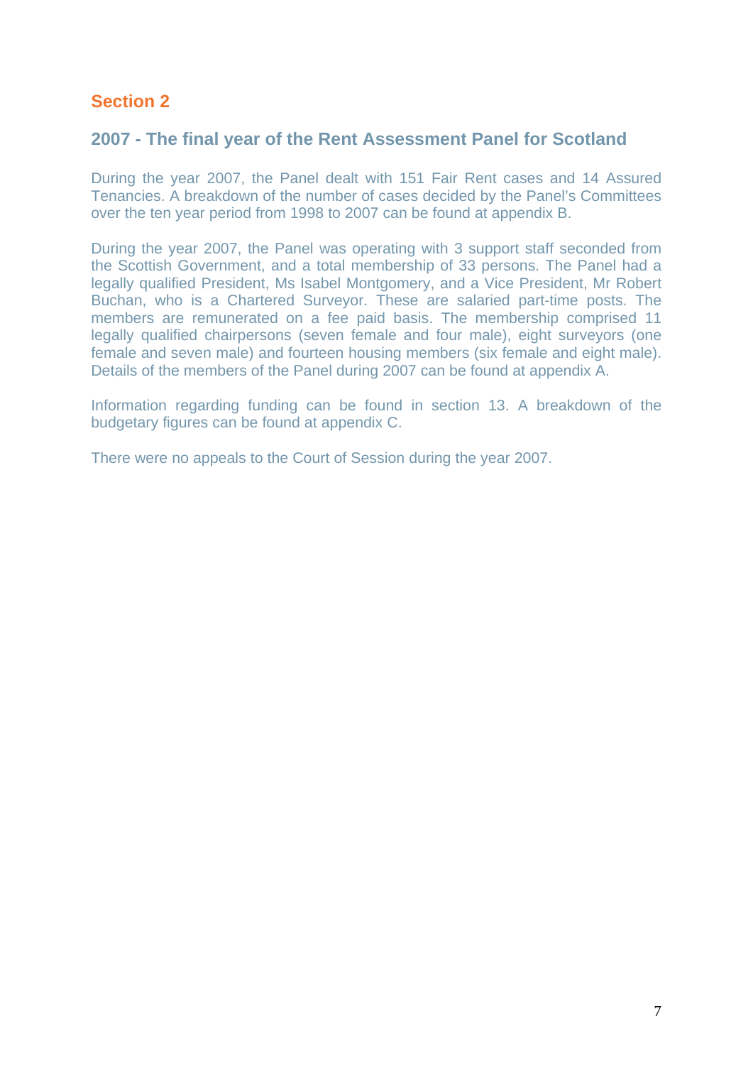## Section 2

### 2007 - The final year of the Rent Assessment Panel for Scotland

During the year 2007, the Panel dealt with 151 Fair Rent cases and 14 Assured Tenancies. A breakdown of the number of cases decided by the Panel's Committees over the ten year period from 1998 to 2007 can be found at appendix B.

During the year 2007, the Panel was operating with 3 support staff seconded from the Scottish Government, and a total membership of 33 persons. The Panel had a legally qualified President, Ms Isabel Montgomery, and a Vice President, Mr Robert Buchan, who is a Chartered Surveyor. These are salaried part-time posts. The members are remunerated on a fee paid basis. The membership comprised 11 legally qualified chairpersons (seven female and four male), eight surveyors (one female and seven male) and fourteen housing members (six female and eight male). Details of the members of the Panel during 2007 can be found at appendix A.

Information regarding funding can be found in section 13. A breakdown of the budgetary figures can be found at appendix C.

There were no appeals to the Court of Session during the year 2007.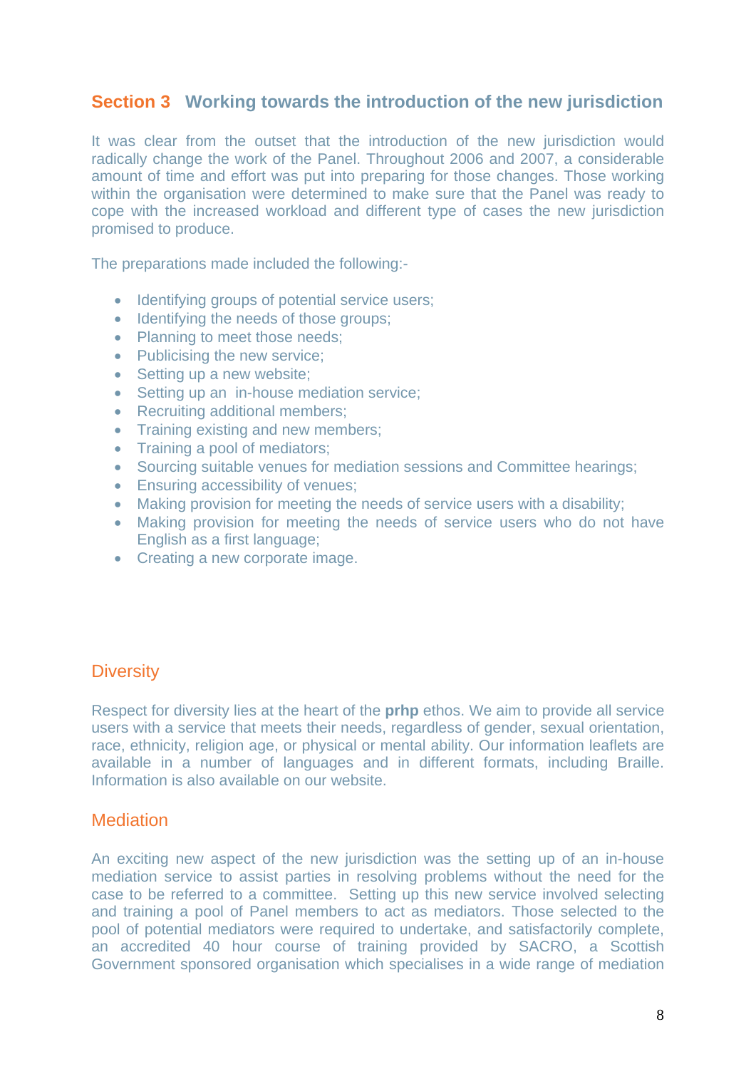## Section 3 Working towards the introduction of the new jurisdiction

It was clear from the outset that the introduction of the new jurisdiction would radically change the work of the Panel. Throughout 2006 and 2007, a considerable amount of time and effort was put into preparing for those changes. Those working within the organisation were determined to make sure that the Panel was ready to cope with the increased workload and different type of cases the new jurisdiction promised to produce.

The preparations made included the following:-

- Identifying groups of potential service users;
- Identifying the needs of those groups;
- Planning to meet those needs;
- Publicising the new service;
- Setting up a new website;
- Setting up an in-house mediation service;
- Recruiting additional members;
- Training existing and new members;
- Training a pool of mediators;
- Sourcing suitable venues for mediation sessions and Committee hearings;
- Ensuring accessibility of venues;
- Making provision for meeting the needs of service users with a disability;
- Making provision for meeting the needs of service users who do not have English as a first language;
- Creating a new corporate image.

### Diversity

Respect for diversity lies at the heart of the **prhp** ethos. We aim to provide all service users with a service that meets their needs, regardless of gender, sexual orientation, race, ethnicity, religion age, or physical or mental ability. Our information leaflets are available in a number of languages and in different formats, including Braille. Information is also available on our website.

### Mediation

An exciting new aspect of the new jurisdiction was the setting up of an in-house mediation service to assist parties in resolving problems without the need for the case to be referred to a committee. Setting up this new service involved selecting and training a pool of Panel members to act as mediators. Those selected to the pool of potential mediators were required to undertake, and satisfactorily complete, an accredited 40 hour course of training provided by SACRO, a Scottish Government sponsored organisation which specialises in a wide range of mediation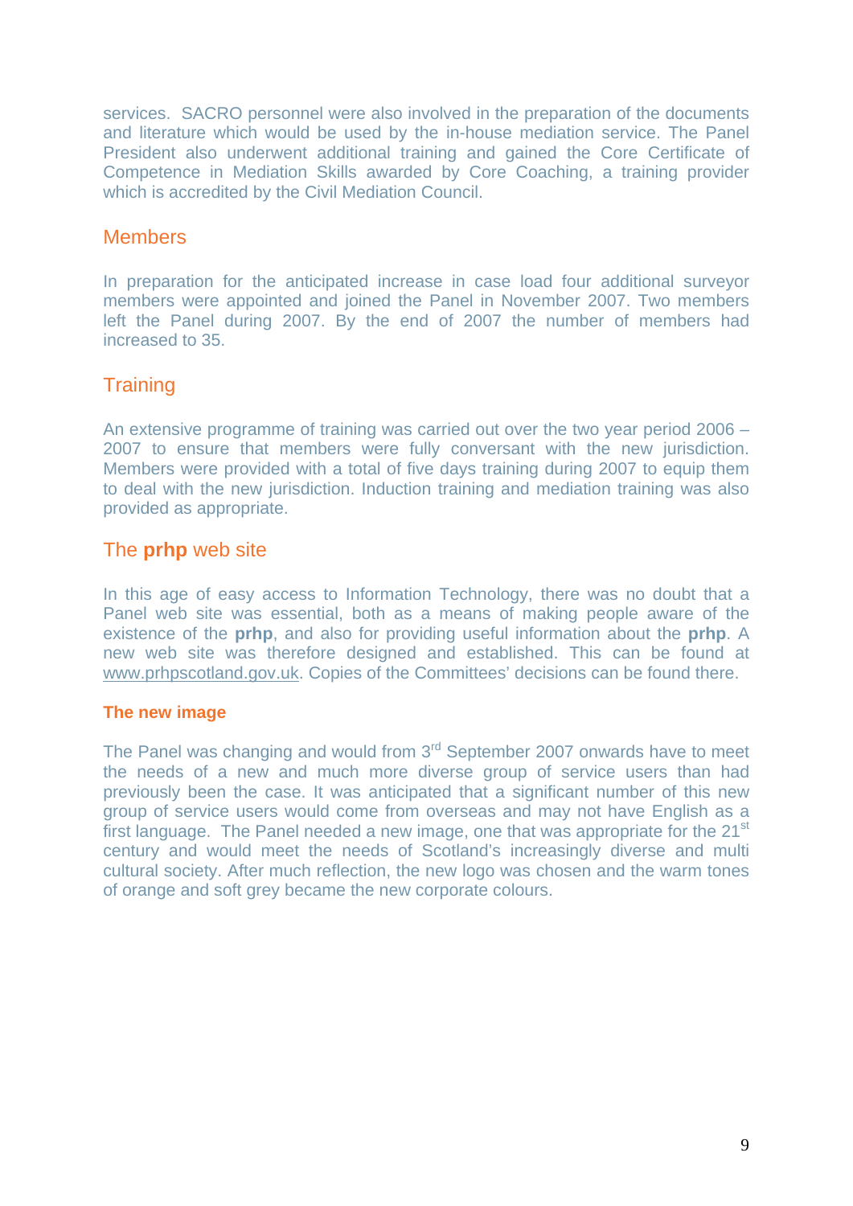services. SACRO personnel were also involved in the preparation of the documents and literature which would be used by the in-house mediation service. The Panel President also underwent additional training and gained the Core Certificate of Competence in Mediation Skills awarded by Core Coaching, a training provider which is accredited by the Civil Mediation Council.

## Members

In preparation for the anticipated increase in case load four additional surveyor members were appointed and joined the Panel in November 2007. Two members left the Panel during 2007. By the end of 2007 the number of members had increased to 35.

## Training

An extensive programme of training was carried out over the two year period 2006 – 2007 to ensure that members were fully conversant with the new jurisdiction. Members were provided with a total of five days training during 2007 to equip them to deal with the new jurisdiction. Induction training and mediation training was also provided as appropriate.

## The **prhp** web site

In this age of easy access to Information Technology, there was no doubt that a Panel web site was essential, both as a means of making people aware of the existence of the **prhp**, and also for providing useful information about the **prhp**. A new web site was therefore designed and established. This can be found at www.prhpscotland.gov.uk. Copies of the Committees' decisions can be found there.

### The new image

The Panel was changing and would from 3rd September 2007 onwards have to meet the needs of a new and much more diverse group of service users than had previously been the case. It was anticipated that a significant number of this new group of service users would come from overseas and may not have English as a first language. The Panel needed a new image, one that was appropriate for the 21st century and would meet the needs of Scotland's increasingly diverse and multi cultural society. After much reflection, the new logo was chosen and the warm tones of orange and soft grey became the new corporate colours.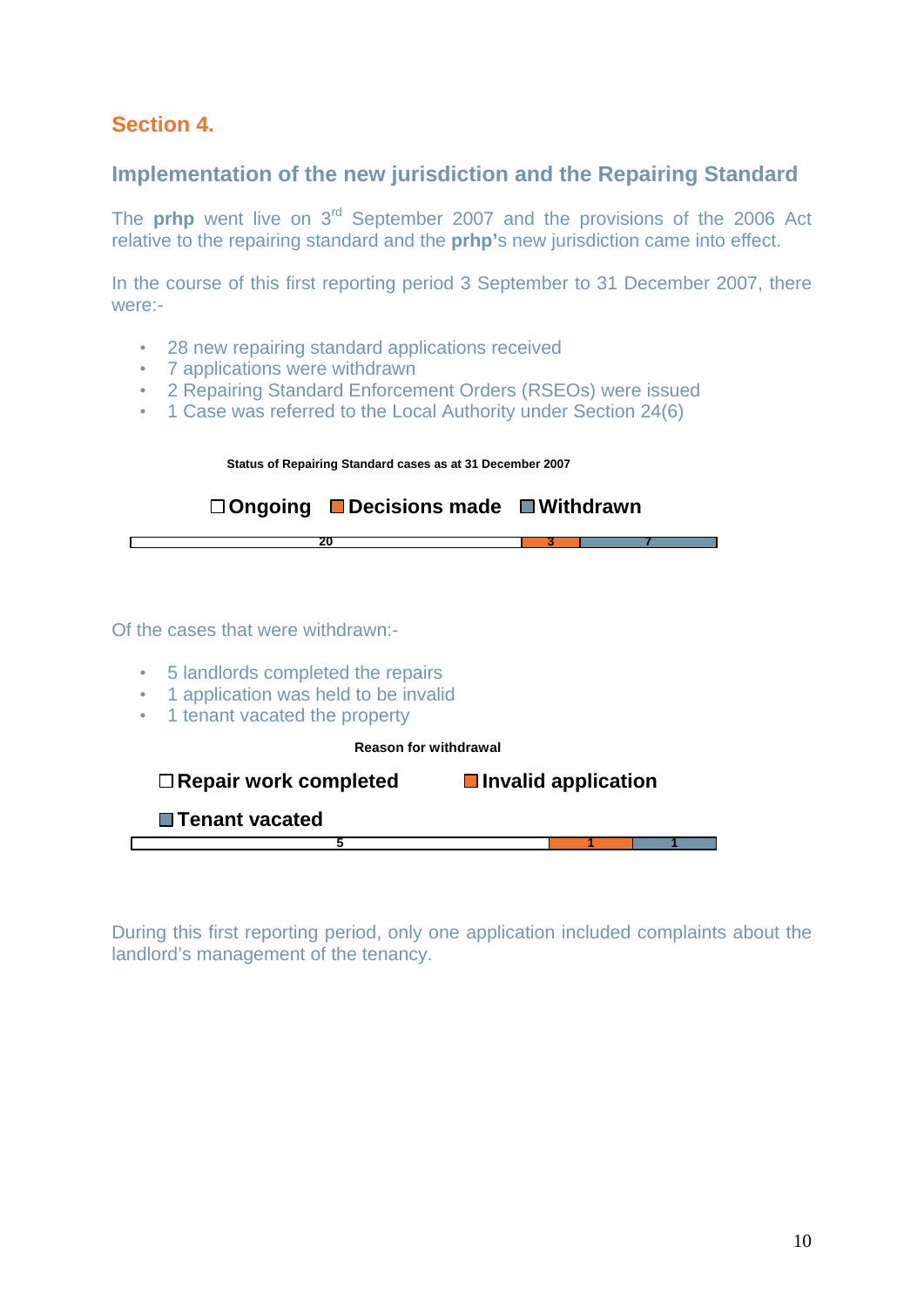## Section 4.

### Implementation of the new jurisdiction and the Repairing Standard

The **prhp** went live on 3rd September 2007 and the provisions of the 2006 Act relative to the repairing standard and the **prhp's** new jurisdiction came into effect.

In the course of this first reporting period 3 September to 31 December 2007, there were:-

- 28 new repairing standard applications received
- 7 applications were withdrawn
- 2 Repairing Standard Enforcement Orders (RSEOs) were issued
- 1 Case was referred to the Local Authority under Section 24(6)

**Status of Repairing Standard cases as at 31 December 2007**

| Ongoing | Decisions made | Withdrawn |
|---|---|---|
| 20 | 3 | 7 |

Of the cases that were withdrawn:-

- 5 landlords completed the repairs
- 1 application was held to be invalid
- 1 tenant vacated the property

**Reason for withdrawal**

| Repair work completed | Invalid application | Tenant vacated |
|---|---|---|
| 5 | 1 | 1 |

During this first reporting period, only one application included complaints about the landlord's management of the tenancy.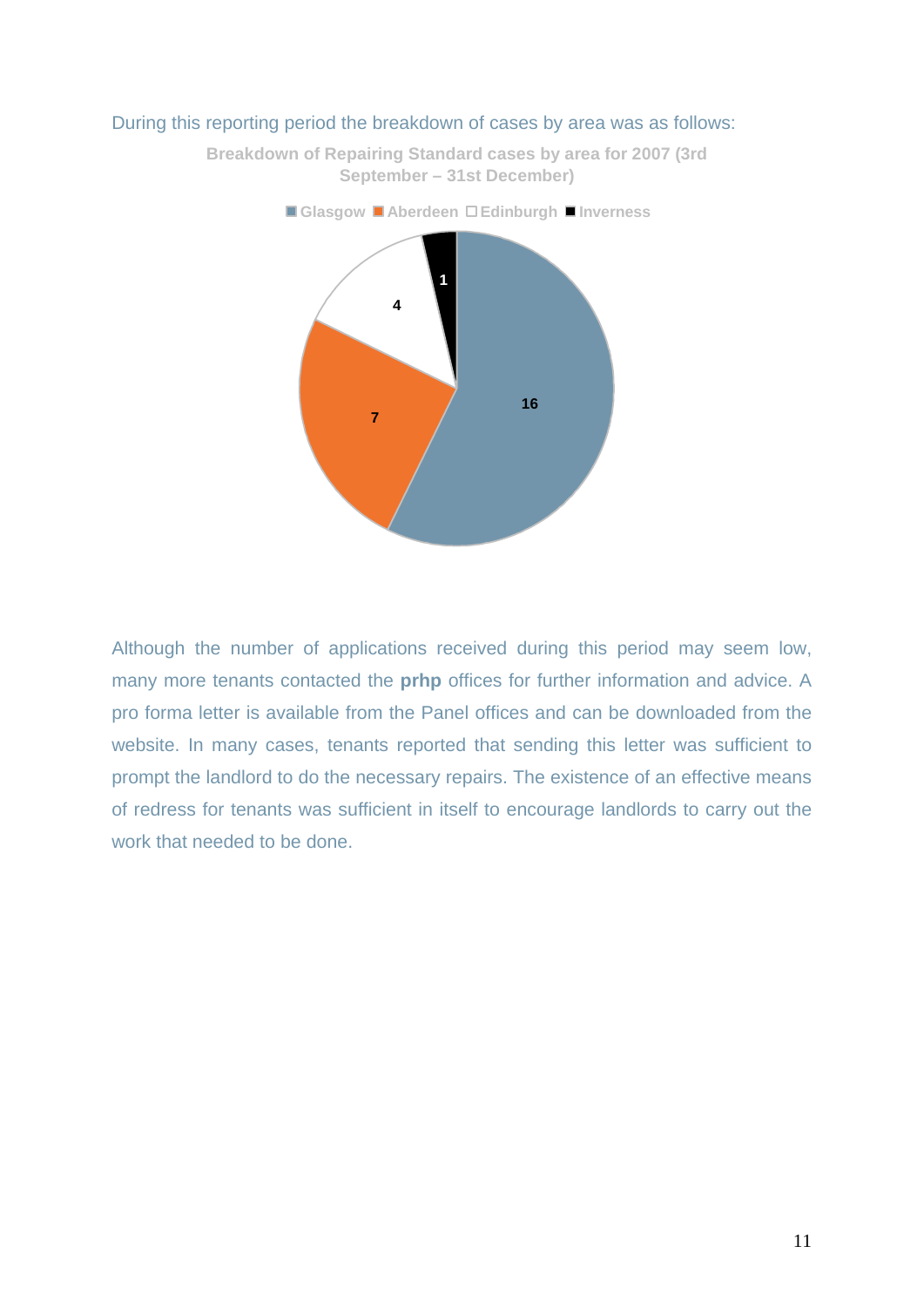During this reporting period the breakdown of cases by area was as follows:

**Breakdown of Repairing Standard cases by area for 2007 (3rd September – 31st December)**

| Area | Cases |
| --- | --- |
| Glasgow | 16 |
| Aberdeen | 7 |
| Edinburgh | 4 |
| Inverness | 1 |

Although the number of applications received during this period may seem low, many more tenants contacted the **prhp** offices for further information and advice. A pro forma letter is available from the Panel offices and can be downloaded from the website. In many cases, tenants reported that sending this letter was sufficient to prompt the landlord to do the necessary repairs. The existence of an effective means of redress for tenants was sufficient in itself to encourage landlords to carry out the work that needed to be done.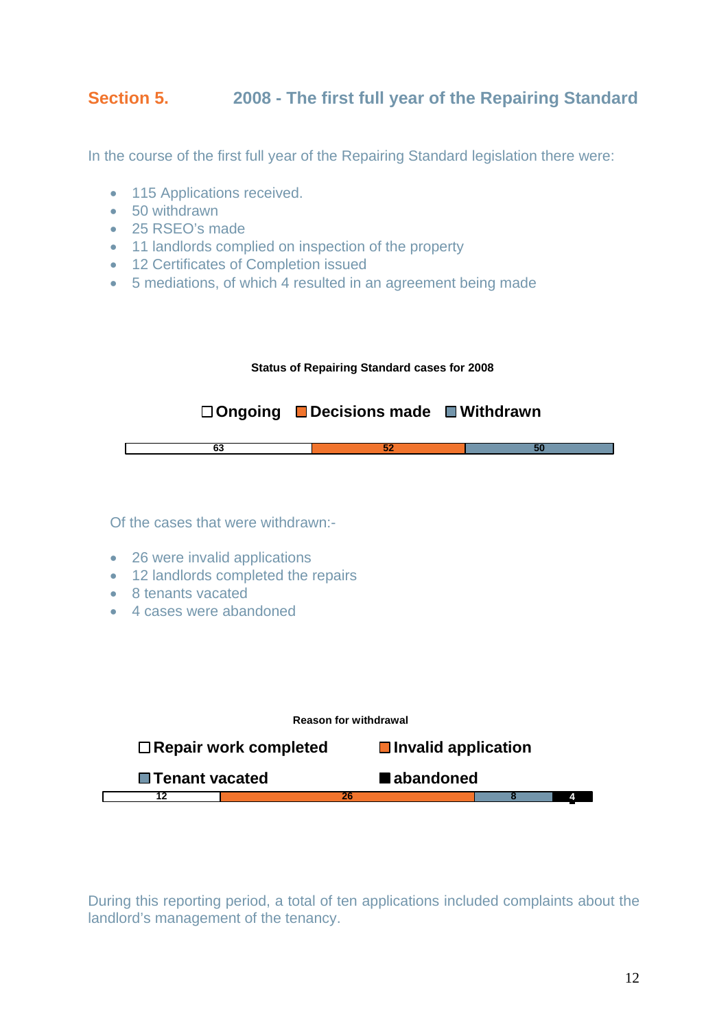## Section 5. 2008 - The first full year of the Repairing Standard

In the course of the first full year of the Repairing Standard legislation there were:

- 115 Applications received.
- 50 withdrawn
- 25 RSEO's made
- 11 landlords complied on inspection of the property
- 12 Certificates of Completion issued
- 5 mediations, of which 4 resulted in an agreement being made

**Status of Repairing Standard cases for 2008**

| Ongoing | Decisions made | Withdrawn |
|---|---|---|
| 63 | 52 | 50 |

Of the cases that were withdrawn:-

- 26 were invalid applications
- 12 landlords completed the repairs
- 8 tenants vacated
- 4 cases were abandoned

**Reason for withdrawal**

| Repair work completed | Invalid application | Tenant vacated | abandoned |
|---|---|---|---|
| 12 | 26 | 8 | 4 |

During this reporting period, a total of ten applications included complaints about the landlord's management of the tenancy.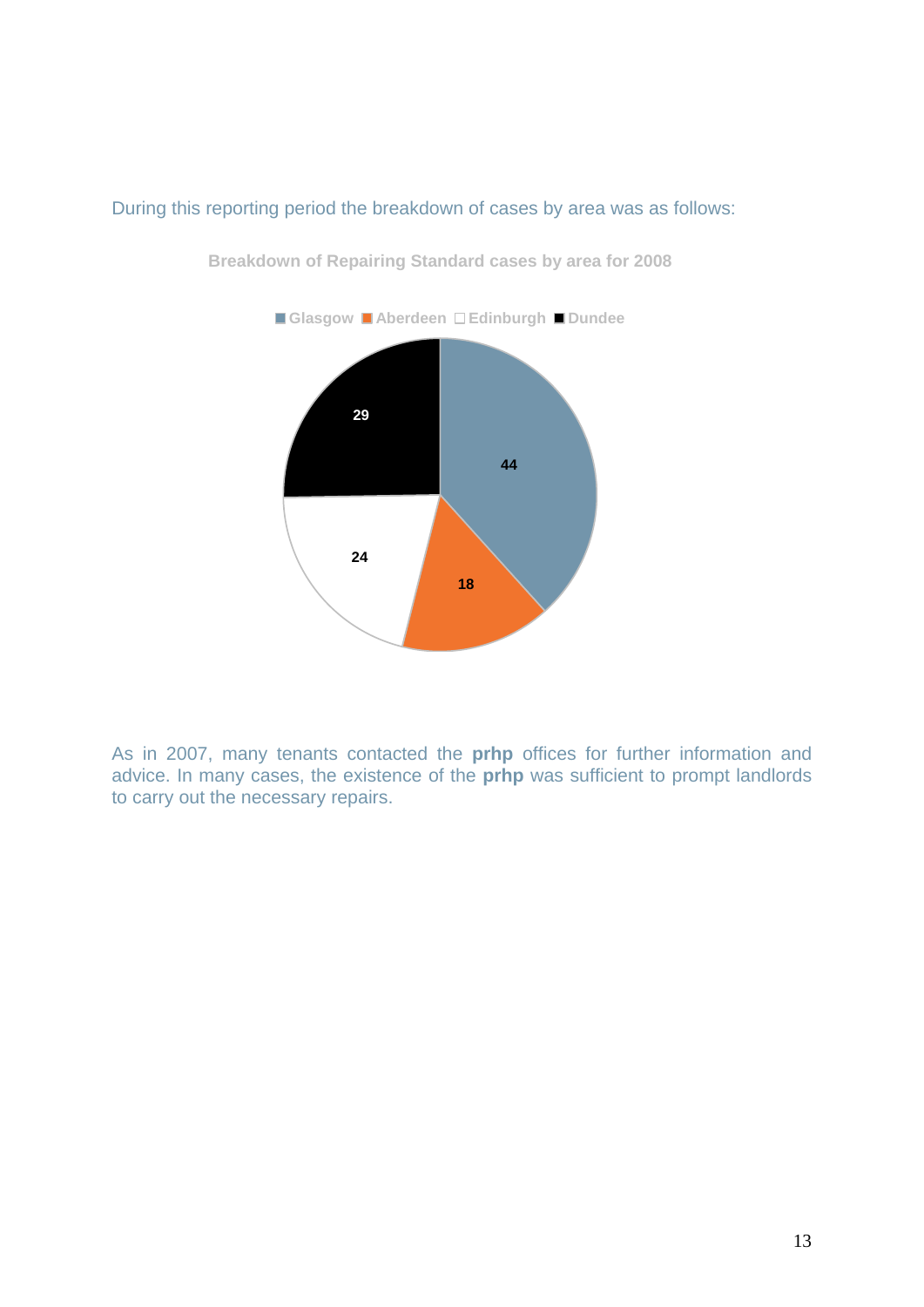During this reporting period the breakdown of cases by area was as follows:

**Breakdown of Repairing Standard cases by area for 2008**

| Area | Cases |
| --- | --- |
| Glasgow | 44 |
| Aberdeen | 18 |
| Edinburgh | 24 |
| Dundee | 29 |

As in 2007, many tenants contacted the **prhp** offices for further information and advice. In many cases, the existence of the **prhp** was sufficient to prompt landlords to carry out the necessary repairs.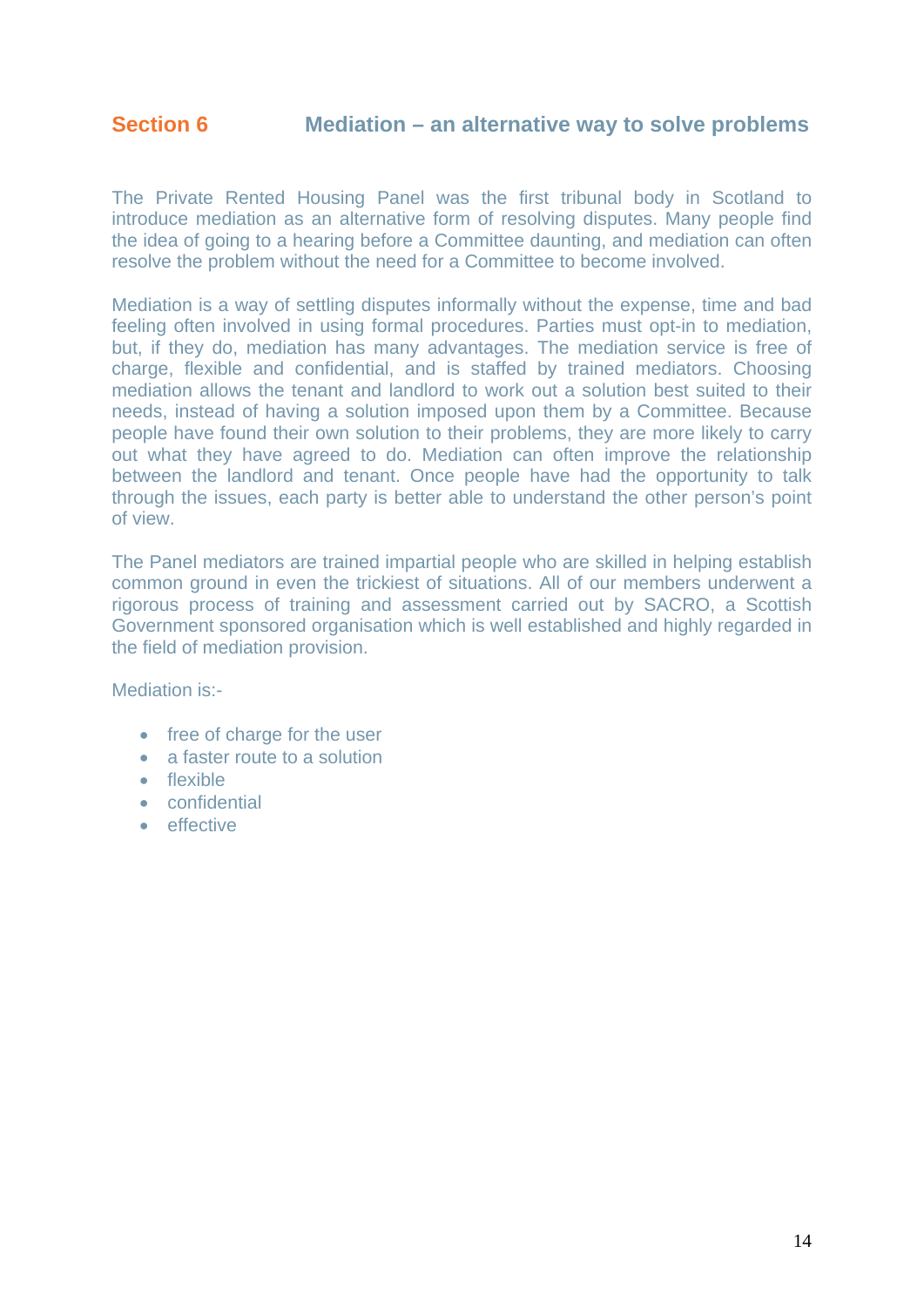## Section 6 Mediation – an alternative way to solve problems

The Private Rented Housing Panel was the first tribunal body in Scotland to introduce mediation as an alternative form of resolving disputes. Many people find the idea of going to a hearing before a Committee daunting, and mediation can often resolve the problem without the need for a Committee to become involved.

Mediation is a way of settling disputes informally without the expense, time and bad feeling often involved in using formal procedures. Parties must opt-in to mediation, but, if they do, mediation has many advantages. The mediation service is free of charge, flexible and confidential, and is staffed by trained mediators. Choosing mediation allows the tenant and landlord to work out a solution best suited to their needs, instead of having a solution imposed upon them by a Committee. Because people have found their own solution to their problems, they are more likely to carry out what they have agreed to do. Mediation can often improve the relationship between the landlord and tenant. Once people have had the opportunity to talk through the issues, each party is better able to understand the other person's point of view.

The Panel mediators are trained impartial people who are skilled in helping establish common ground in even the trickiest of situations. All of our members underwent a rigorous process of training and assessment carried out by SACRO, a Scottish Government sponsored organisation which is well established and highly regarded in the field of mediation provision.

Mediation is:-

- free of charge for the user
- a faster route to a solution
- flexible
- confidential
- effective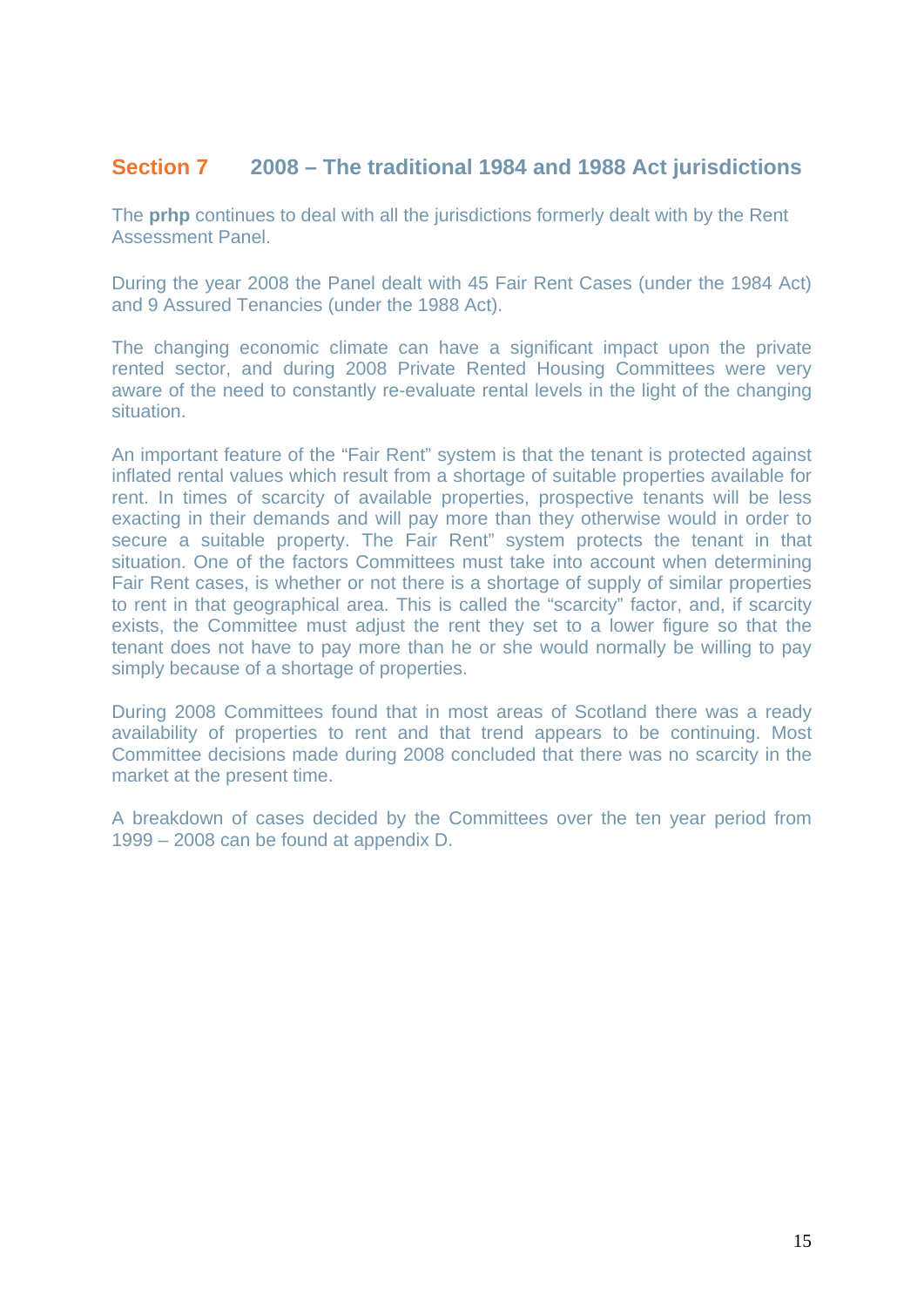## Section 7 2008 – The traditional 1984 and 1988 Act jurisdictions

The **prhp** continues to deal with all the jurisdictions formerly dealt with by the Rent Assessment Panel.

During the year 2008 the Panel dealt with 45 Fair Rent Cases (under the 1984 Act) and 9 Assured Tenancies (under the 1988 Act).

The changing economic climate can have a significant impact upon the private rented sector, and during 2008 Private Rented Housing Committees were very aware of the need to constantly re-evaluate rental levels in the light of the changing situation.

An important feature of the "Fair Rent" system is that the tenant is protected against inflated rental values which result from a shortage of suitable properties available for rent. In times of scarcity of available properties, prospective tenants will be less exacting in their demands and will pay more than they otherwise would in order to secure a suitable property. The Fair Rent" system protects the tenant in that situation. One of the factors Committees must take into account when determining Fair Rent cases, is whether or not there is a shortage of supply of similar properties to rent in that geographical area. This is called the "scarcity" factor, and, if scarcity exists, the Committee must adjust the rent they set to a lower figure so that the tenant does not have to pay more than he or she would normally be willing to pay simply because of a shortage of properties.

During 2008 Committees found that in most areas of Scotland there was a ready availability of properties to rent and that trend appears to be continuing. Most Committee decisions made during 2008 concluded that there was no scarcity in the market at the present time.

A breakdown of cases decided by the Committees over the ten year period from 1999 – 2008 can be found at appendix D.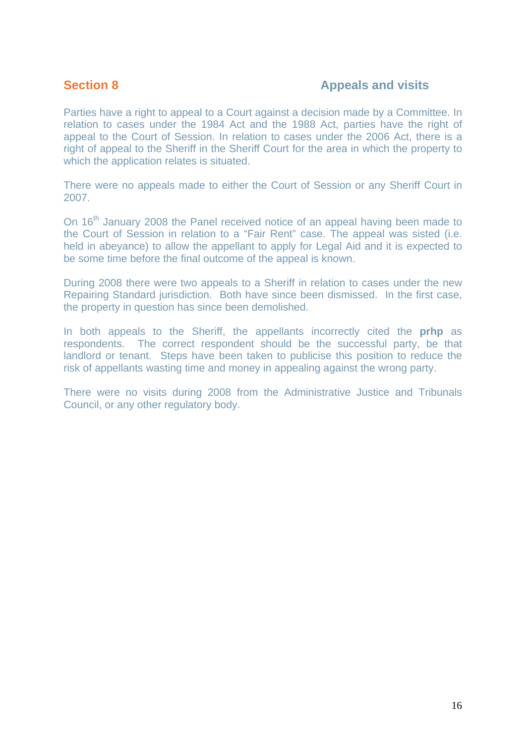## Section 8 Appeals and visits

Parties have a right to appeal to a Court against a decision made by a Committee. In relation to cases under the 1984 Act and the 1988 Act, parties have the right of appeal to the Court of Session. In relation to cases under the 2006 Act, there is a right of appeal to the Sheriff in the Sheriff Court for the area in which the property to which the application relates is situated.

There were no appeals made to either the Court of Session or any Sheriff Court in 2007.

On 16th January 2008 the Panel received notice of an appeal having been made to the Court of Session in relation to a "Fair Rent" case. The appeal was sisted (i.e. held in abeyance) to allow the appellant to apply for Legal Aid and it is expected to be some time before the final outcome of the appeal is known.

During 2008 there were two appeals to a Sheriff in relation to cases under the new Repairing Standard jurisdiction. Both have since been dismissed. In the first case, the property in question has since been demolished.

In both appeals to the Sheriff, the appellants incorrectly cited the **prhp** as respondents. The correct respondent should be the successful party, be that landlord or tenant. Steps have been taken to publicise this position to reduce the risk of appellants wasting time and money in appealing against the wrong party.

There were no visits during 2008 from the Administrative Justice and Tribunals Council, or any other regulatory body.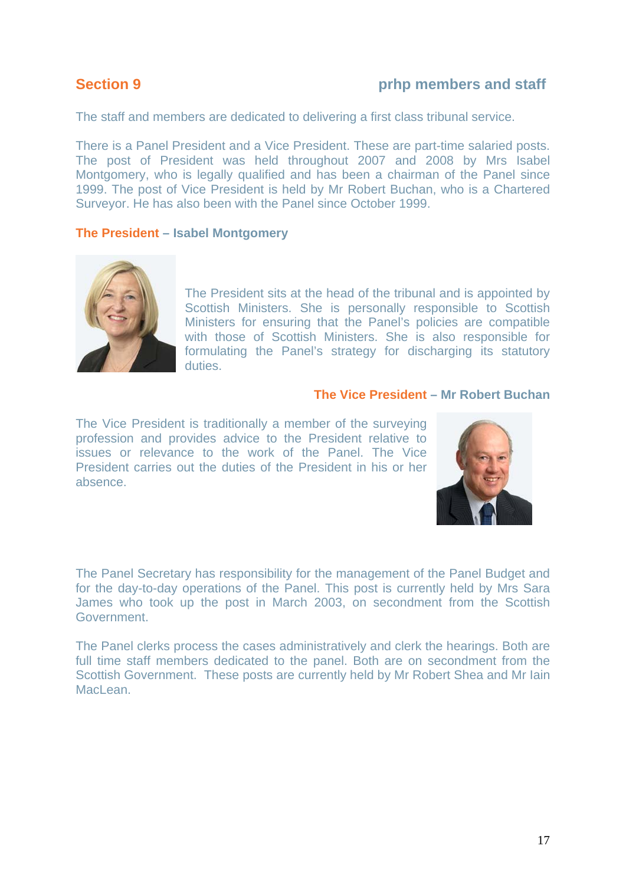## Section 9 prhp members and staff

The staff and members are dedicated to delivering a first class tribunal service.

There is a Panel President and a Vice President. These are part-time salaried posts. The post of President was held throughout 2007 and 2008 by Mrs Isabel Montgomery, who is legally qualified and has been a chairman of the Panel since 1999. The post of Vice President is held by Mr Robert Buchan, who is a Chartered Surveyor. He has also been with the Panel since October 1999.

### The President – Isabel Montgomery

The President sits at the head of the tribunal and is appointed by Scottish Ministers. She is personally responsible to Scottish Ministers for ensuring that the Panel's policies are compatible with those of Scottish Ministers. She is also responsible for formulating the Panel's strategy for discharging its statutory duties.

### The Vice President – Mr Robert Buchan

The Vice President is traditionally a member of the surveying profession and provides advice to the President relative to issues or relevance to the work of the Panel. The Vice President carries out the duties of the President in his or her absence.

The Panel Secretary has responsibility for the management of the Panel Budget and for the day-to-day operations of the Panel. This post is currently held by Mrs Sara James who took up the post in March 2003, on secondment from the Scottish Government.

The Panel clerks process the cases administratively and clerk the hearings. Both are full time staff members dedicated to the panel. Both are on secondment from the Scottish Government. These posts are currently held by Mr Robert Shea and Mr Iain MacLean.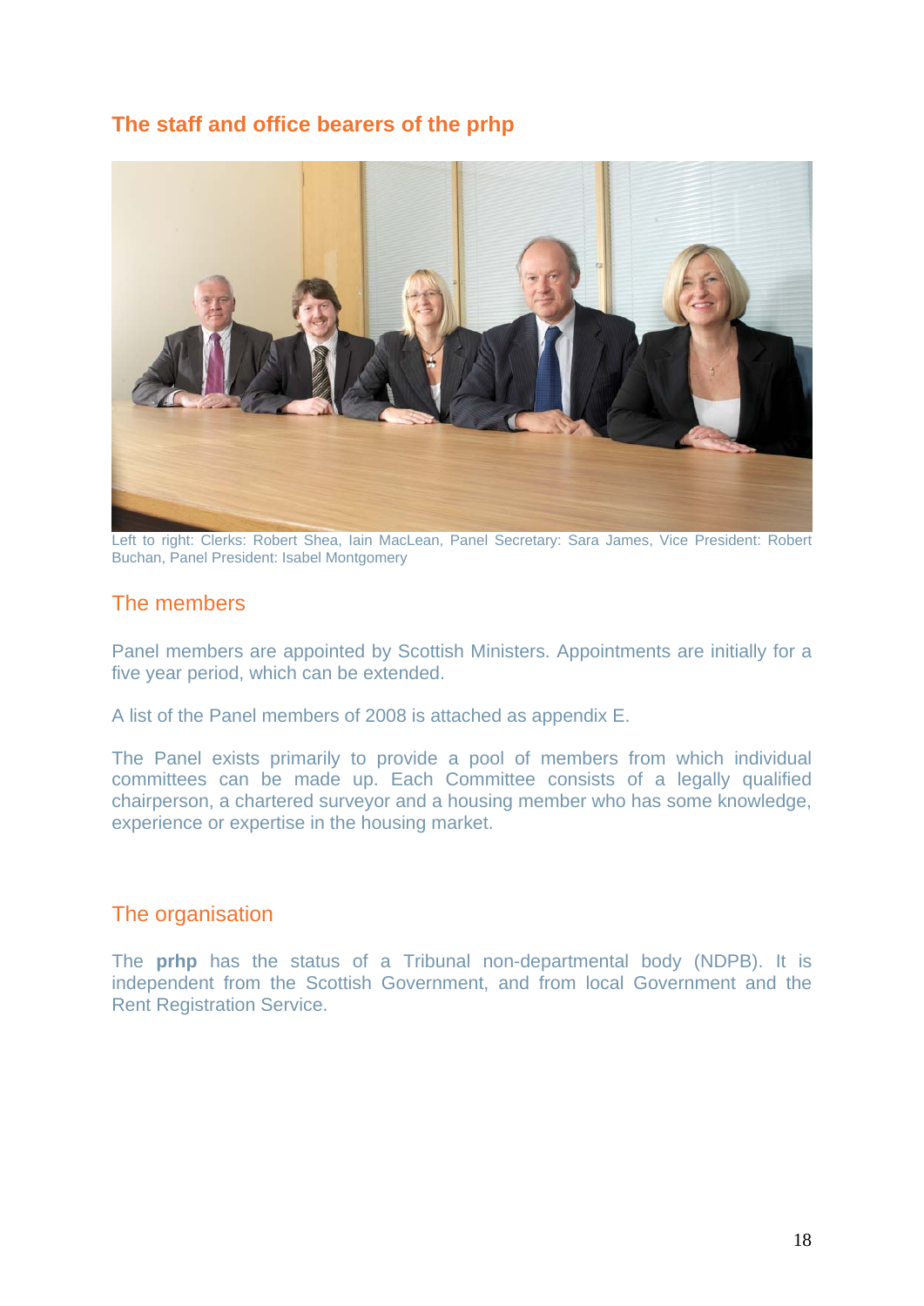## The staff and office bearers of the prhp

Left to right: Clerks: Robert Shea, Iain MacLean, Panel Secretary: Sara James, Vice President: Robert Buchan, Panel President: Isabel Montgomery

### The members

Panel members are appointed by Scottish Ministers. Appointments are initially for a five year period, which can be extended.

A list of the Panel members of 2008 is attached as appendix E.

The Panel exists primarily to provide a pool of members from which individual committees can be made up. Each Committee consists of a legally qualified chairperson, a chartered surveyor and a housing member who has some knowledge, experience or expertise in the housing market.

### The organisation

The **prhp** has the status of a Tribunal non-departmental body (NDPB). It is independent from the Scottish Government, and from local Government and the Rent Registration Service.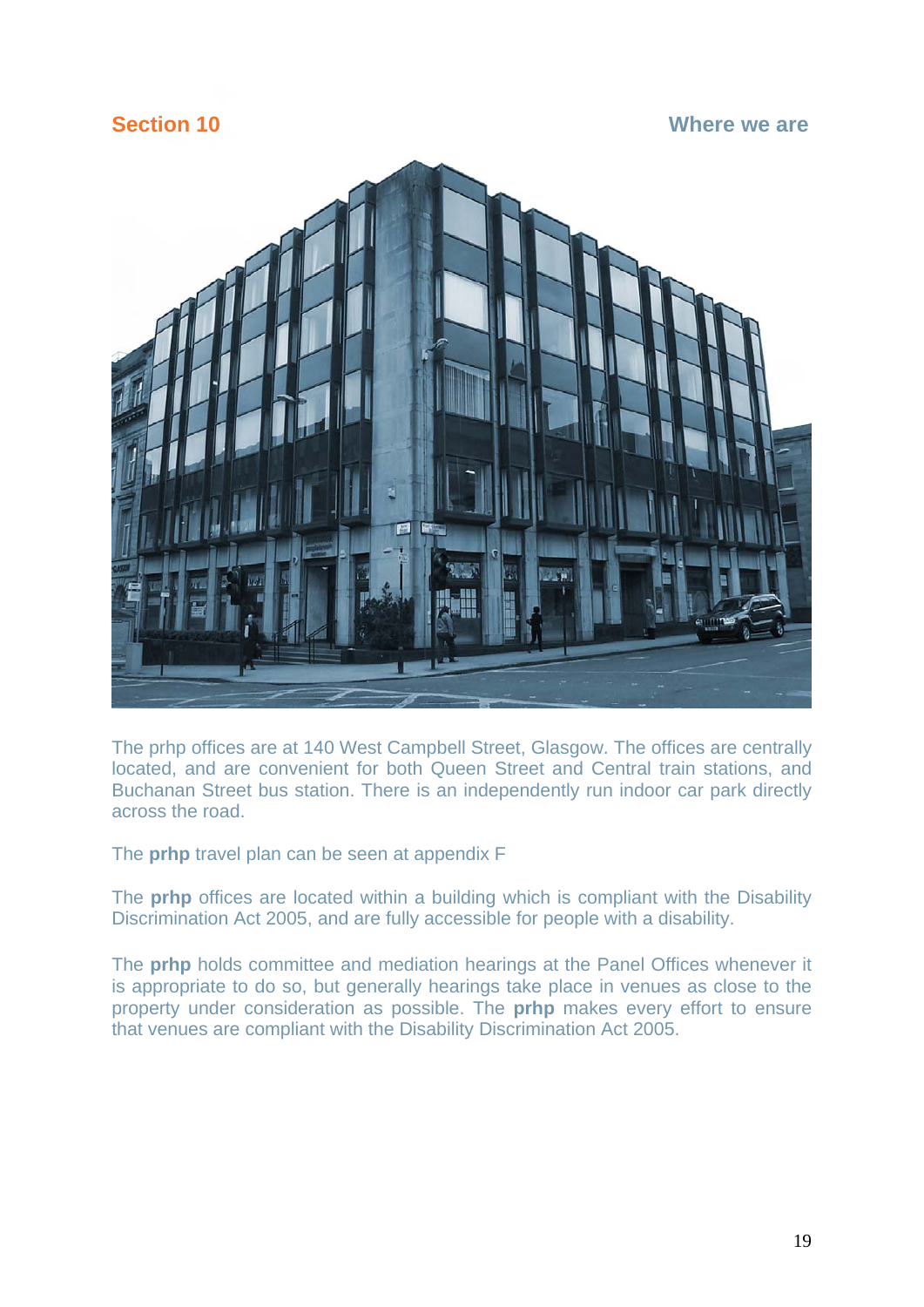## Section 10 — Where we are

The prhp offices are at 140 West Campbell Street, Glasgow. The offices are centrally located, and are convenient for both Queen Street and Central train stations, and Buchanan Street bus station. There is an independently run indoor car park directly across the road.

The **prhp** travel plan can be seen at appendix F

The **prhp** offices are located within a building which is compliant with the Disability Discrimination Act 2005, and are fully accessible for people with a disability.

The **prhp** holds committee and mediation hearings at the Panel Offices whenever it is appropriate to do so, but generally hearings take place in venues as close to the property under consideration as possible. The **prhp** makes every effort to ensure that venues are compliant with the Disability Discrimination Act 2005.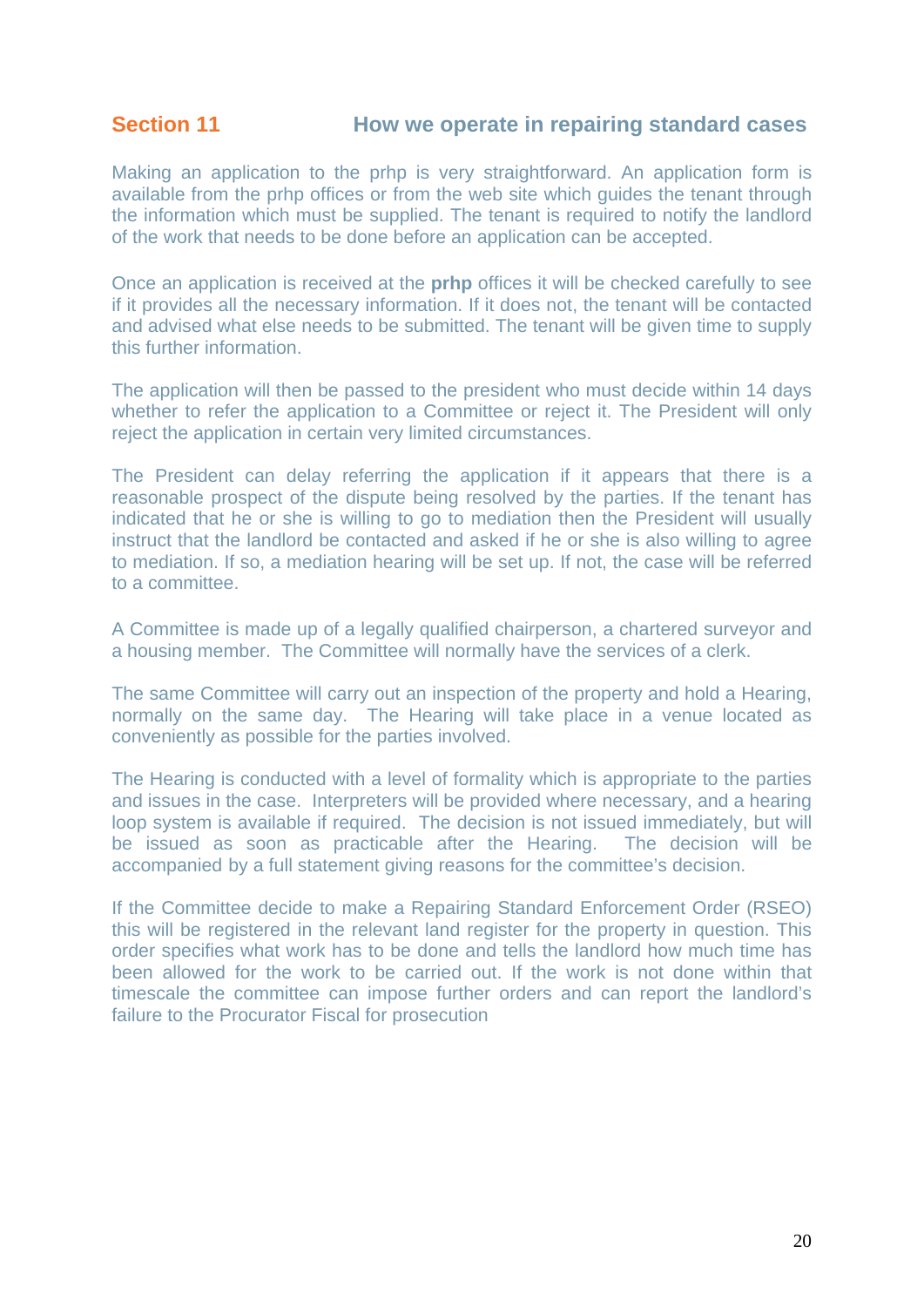## Section 11 How we operate in repairing standard cases

Making an application to the prhp is very straightforward. An application form is available from the prhp offices or from the web site which guides the tenant through the information which must be supplied. The tenant is required to notify the landlord of the work that needs to be done before an application can be accepted.

Once an application is received at the **prhp** offices it will be checked carefully to see if it provides all the necessary information. If it does not, the tenant will be contacted and advised what else needs to be submitted. The tenant will be given time to supply this further information.

The application will then be passed to the president who must decide within 14 days whether to refer the application to a Committee or reject it. The President will only reject the application in certain very limited circumstances.

The President can delay referring the application if it appears that there is a reasonable prospect of the dispute being resolved by the parties. If the tenant has indicated that he or she is willing to go to mediation then the President will usually instruct that the landlord be contacted and asked if he or she is also willing to agree to mediation. If so, a mediation hearing will be set up. If not, the case will be referred to a committee.

A Committee is made up of a legally qualified chairperson, a chartered surveyor and a housing member. The Committee will normally have the services of a clerk.

The same Committee will carry out an inspection of the property and hold a Hearing, normally on the same day. The Hearing will take place in a venue located as conveniently as possible for the parties involved.

The Hearing is conducted with a level of formality which is appropriate to the parties and issues in the case. Interpreters will be provided where necessary, and a hearing loop system is available if required. The decision is not issued immediately, but will be issued as soon as practicable after the Hearing. The decision will be accompanied by a full statement giving reasons for the committee's decision.

If the Committee decide to make a Repairing Standard Enforcement Order (RSEO) this will be registered in the relevant land register for the property in question. This order specifies what work has to be done and tells the landlord how much time has been allowed for the work to be carried out. If the work is not done within that timescale the committee can impose further orders and can report the landlord's failure to the Procurator Fiscal for prosecution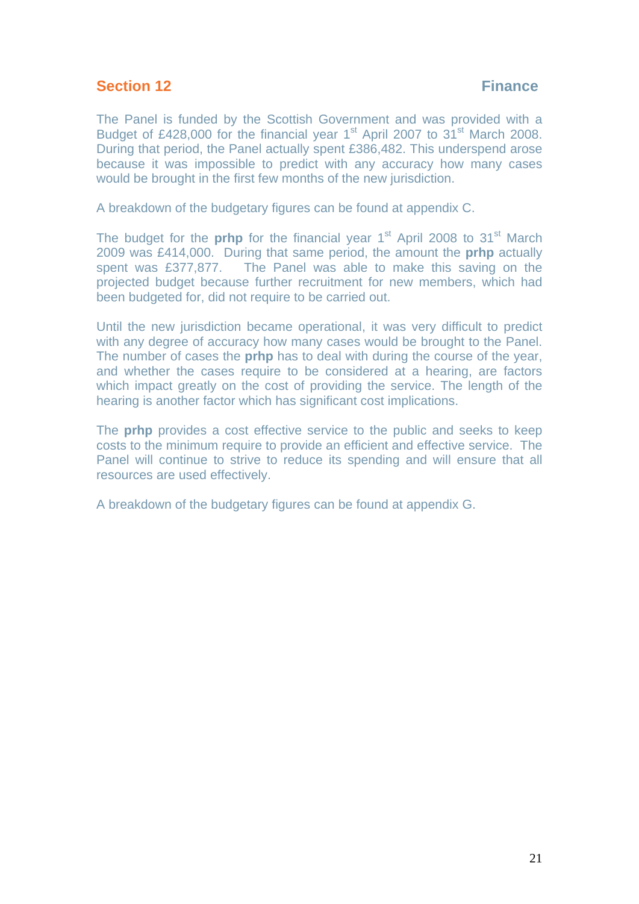## Section 12 Finance

The Panel is funded by the Scottish Government and was provided with a Budget of £428,000 for the financial year 1st April 2007 to 31st March 2008. During that period, the Panel actually spent £386,482. This underspend arose because it was impossible to predict with any accuracy how many cases would be brought in the first few months of the new jurisdiction.

A breakdown of the budgetary figures can be found at appendix C.

The budget for the **prhp** for the financial year 1st April 2008 to 31st March 2009 was £414,000. During that same period, the amount the **prhp** actually spent was £377,877. The Panel was able to make this saving on the projected budget because further recruitment for new members, which had been budgeted for, did not require to be carried out.

Until the new jurisdiction became operational, it was very difficult to predict with any degree of accuracy how many cases would be brought to the Panel. The number of cases the **prhp** has to deal with during the course of the year, and whether the cases require to be considered at a hearing, are factors which impact greatly on the cost of providing the service. The length of the hearing is another factor which has significant cost implications.

The **prhp** provides a cost effective service to the public and seeks to keep costs to the minimum require to provide an efficient and effective service. The Panel will continue to strive to reduce its spending and will ensure that all resources are used effectively.

A breakdown of the budgetary figures can be found at appendix G.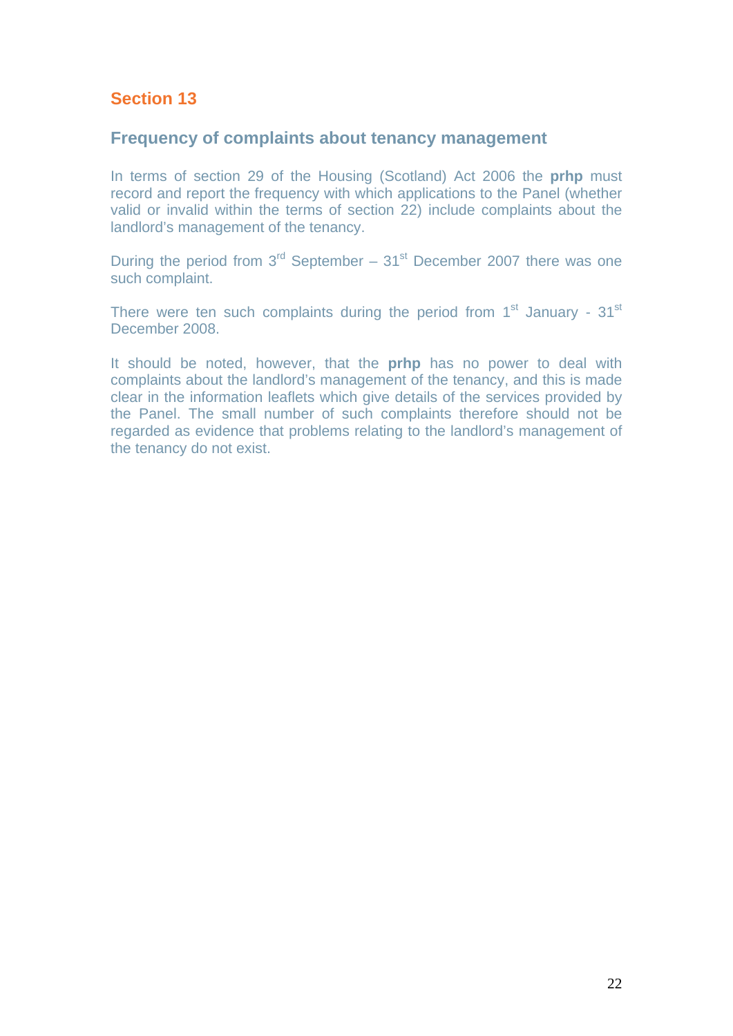## Section 13

### Frequency of complaints about tenancy management

In terms of section 29 of the Housing (Scotland) Act 2006 the **prhp** must record and report the frequency with which applications to the Panel (whether valid or invalid within the terms of section 22) include complaints about the landlord's management of the tenancy.

During the period from 3rd September – 31st December 2007 there was one such complaint.

There were ten such complaints during the period from 1st January - 31st December 2008.

It should be noted, however, that the **prhp** has no power to deal with complaints about the landlord's management of the tenancy, and this is made clear in the information leaflets which give details of the services provided by the Panel. The small number of such complaints therefore should not be regarded as evidence that problems relating to the landlord's management of the tenancy do not exist.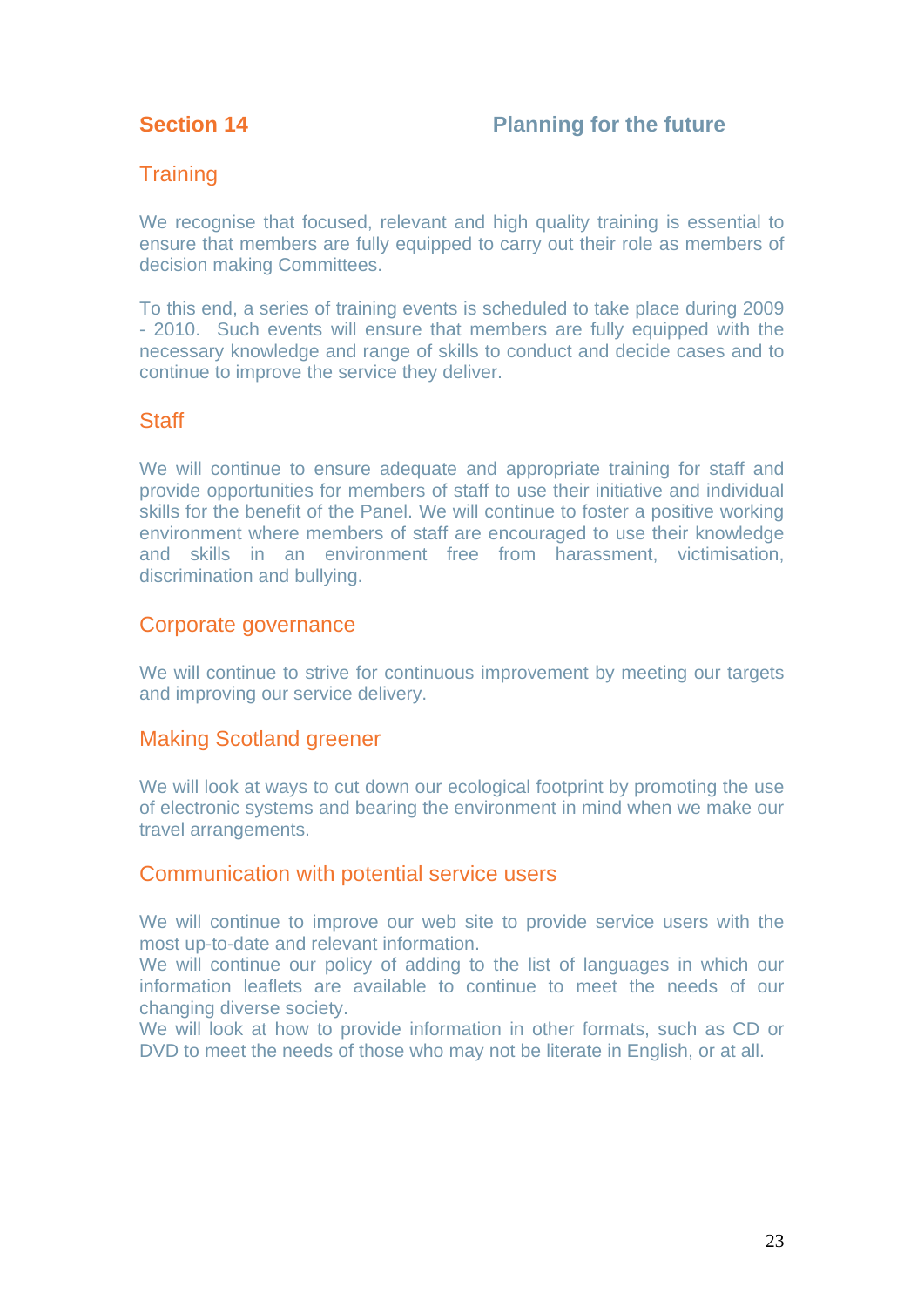## Section 14 — Planning for the future

### Training

We recognise that focused, relevant and high quality training is essential to ensure that members are fully equipped to carry out their role as members of decision making Committees.

To this end, a series of training events is scheduled to take place during 2009 - 2010. Such events will ensure that members are fully equipped with the necessary knowledge and range of skills to conduct and decide cases and to continue to improve the service they deliver.

### Staff

We will continue to ensure adequate and appropriate training for staff and provide opportunities for members of staff to use their initiative and individual skills for the benefit of the Panel. We will continue to foster a positive working environment where members of staff are encouraged to use their knowledge and skills in an environment free from harassment, victimisation, discrimination and bullying.

### Corporate governance

We will continue to strive for continuous improvement by meeting our targets and improving our service delivery.

### Making Scotland greener

We will look at ways to cut down our ecological footprint by promoting the use of electronic systems and bearing the environment in mind when we make our travel arrangements.

### Communication with potential service users

We will continue to improve our web site to provide service users with the most up-to-date and relevant information.
We will continue our policy of adding to the list of languages in which our information leaflets are available to continue to meet the needs of our changing diverse society.
We will look at how to provide information in other formats, such as CD or DVD to meet the needs of those who may not be literate in English, or at all.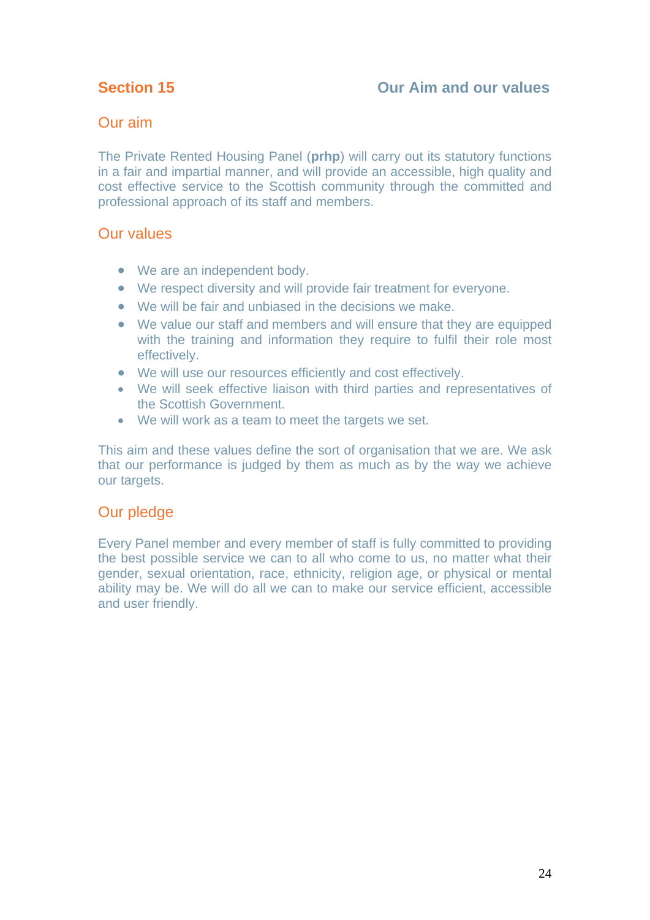## Section 15 — Our Aim and our values

### Our aim

The Private Rented Housing Panel (**prhp**) will carry out its statutory functions in a fair and impartial manner, and will provide an accessible, high quality and cost effective service to the Scottish community through the committed and professional approach of its staff and members.

### Our values

- We are an independent body.
- We respect diversity and will provide fair treatment for everyone.
- We will be fair and unbiased in the decisions we make.
- We value our staff and members and will ensure that they are equipped with the training and information they require to fulfil their role most effectively.
- We will use our resources efficiently and cost effectively.
- We will seek effective liaison with third parties and representatives of the Scottish Government.
- We will work as a team to meet the targets we set.

This aim and these values define the sort of organisation that we are. We ask that our performance is judged by them as much as by the way we achieve our targets.

### Our pledge

Every Panel member and every member of staff is fully committed to providing the best possible service we can to all who come to us, no matter what their gender, sexual orientation, race, ethnicity, religion age, or physical or mental ability may be. We will do all we can to make our service efficient, accessible and user friendly.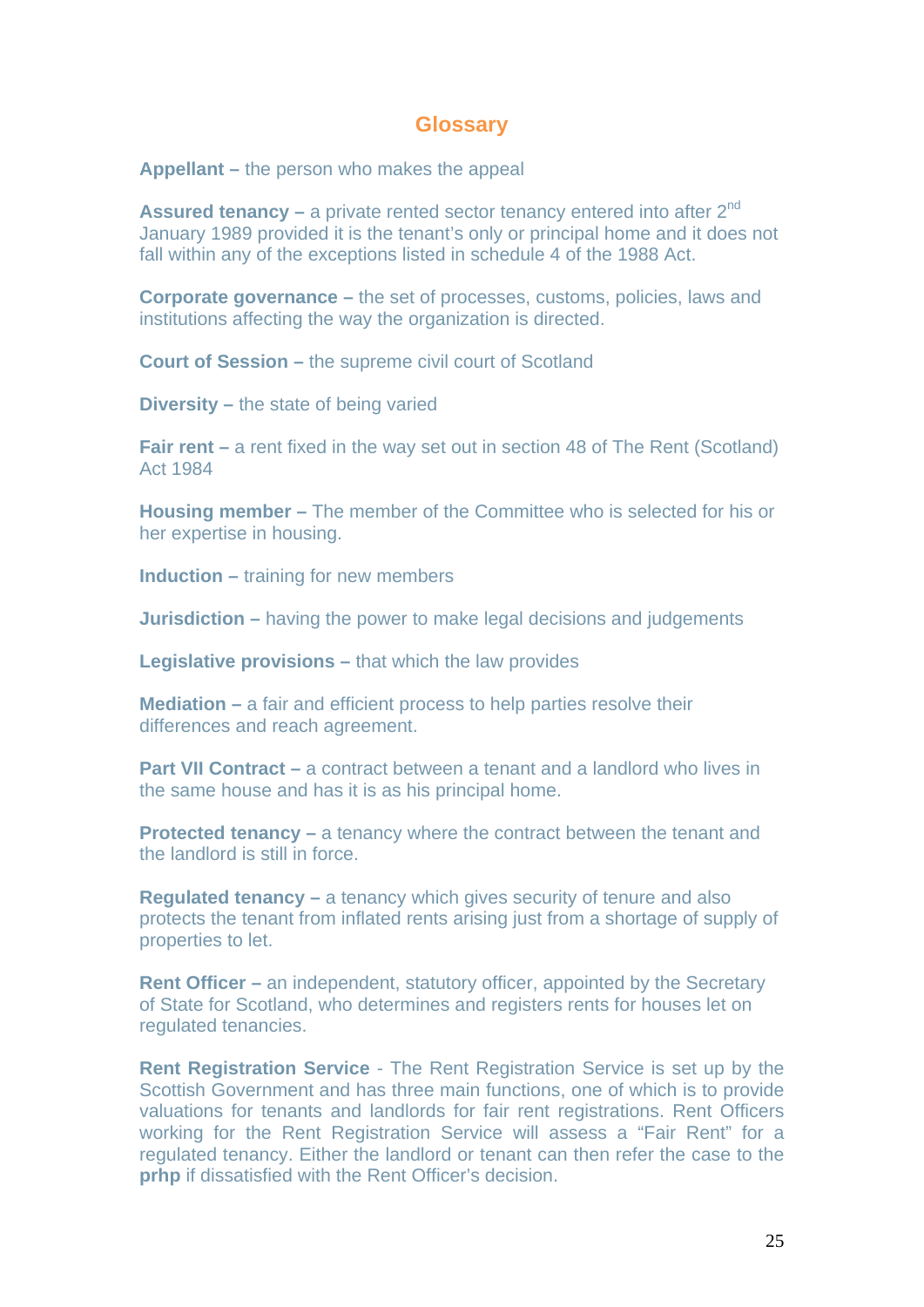# Glossary

**Appellant –** the person who makes the appeal

**Assured tenancy –** a private rented sector tenancy entered into after 2nd January 1989 provided it is the tenant's only or principal home and it does not fall within any of the exceptions listed in schedule 4 of the 1988 Act.

**Corporate governance –** the set of processes, customs, policies, laws and institutions affecting the way the organization is directed.

**Court of Session –** the supreme civil court of Scotland

**Diversity –** the state of being varied

**Fair rent –** a rent fixed in the way set out in section 48 of The Rent (Scotland) Act 1984

**Housing member –** The member of the Committee who is selected for his or her expertise in housing.

**Induction –** training for new members

**Jurisdiction –** having the power to make legal decisions and judgements

**Legislative provisions –** that which the law provides

**Mediation –** a fair and efficient process to help parties resolve their differences and reach agreement.

**Part VII Contract –** a contract between a tenant and a landlord who lives in the same house and has it is as his principal home.

**Protected tenancy –** a tenancy where the contract between the tenant and the landlord is still in force.

**Regulated tenancy –** a tenancy which gives security of tenure and also protects the tenant from inflated rents arising just from a shortage of supply of properties to let.

**Rent Officer –** an independent, statutory officer, appointed by the Secretary of State for Scotland, who determines and registers rents for houses let on regulated tenancies.

**Rent Registration Service** - The Rent Registration Service is set up by the Scottish Government and has three main functions, one of which is to provide valuations for tenants and landlords for fair rent registrations. Rent Officers working for the Rent Registration Service will assess a "Fair Rent" for a regulated tenancy. Either the landlord or tenant can then refer the case to the **prhp** if dissatisfied with the Rent Officer's decision.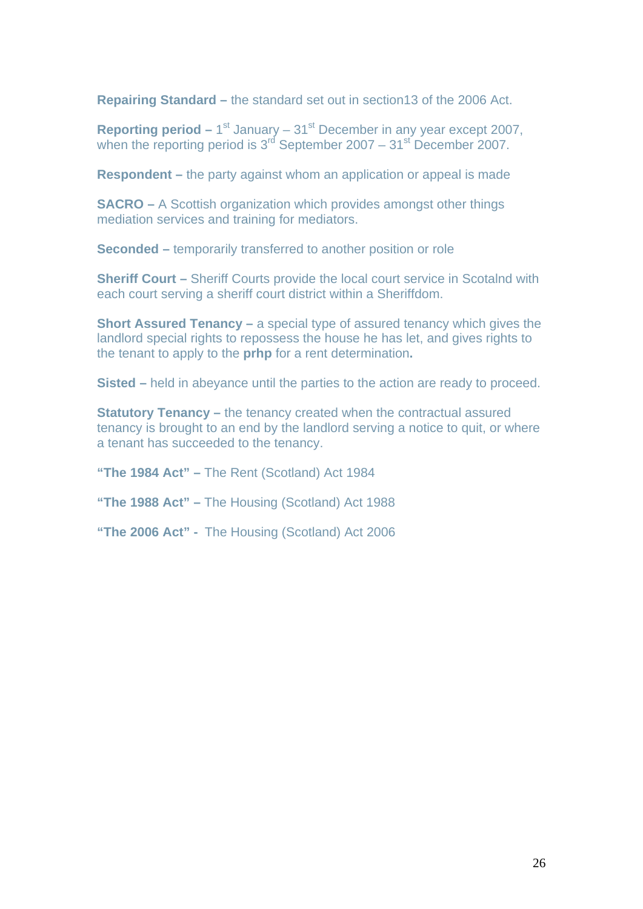**Repairing Standard –** the standard set out in section13 of the 2006 Act.

**Reporting period –** 1st January – 31st December in any year except 2007, when the reporting period is 3rd September 2007 – 31st December 2007.

**Respondent –** the party against whom an application or appeal is made

**SACRO –** A Scottish organization which provides amongst other things mediation services and training for mediators.

**Seconded –** temporarily transferred to another position or role

**Sheriff Court –** Sheriff Courts provide the local court service in Scotalnd with each court serving a sheriff court district within a Sheriffdom.

**Short Assured Tenancy –** a special type of assured tenancy which gives the landlord special rights to repossess the house he has let, and gives rights to the tenant to apply to the **prhp** for a rent determination**.**

**Sisted –** held in abeyance until the parties to the action are ready to proceed.

**Statutory Tenancy –** the tenancy created when the contractual assured tenancy is brought to an end by the landlord serving a notice to quit, or where a tenant has succeeded to the tenancy.

**"The 1984 Act" –** The Rent (Scotland) Act 1984

**"The 1988 Act" –** The Housing (Scotland) Act 1988

**"The 2006 Act" -** The Housing (Scotland) Act 2006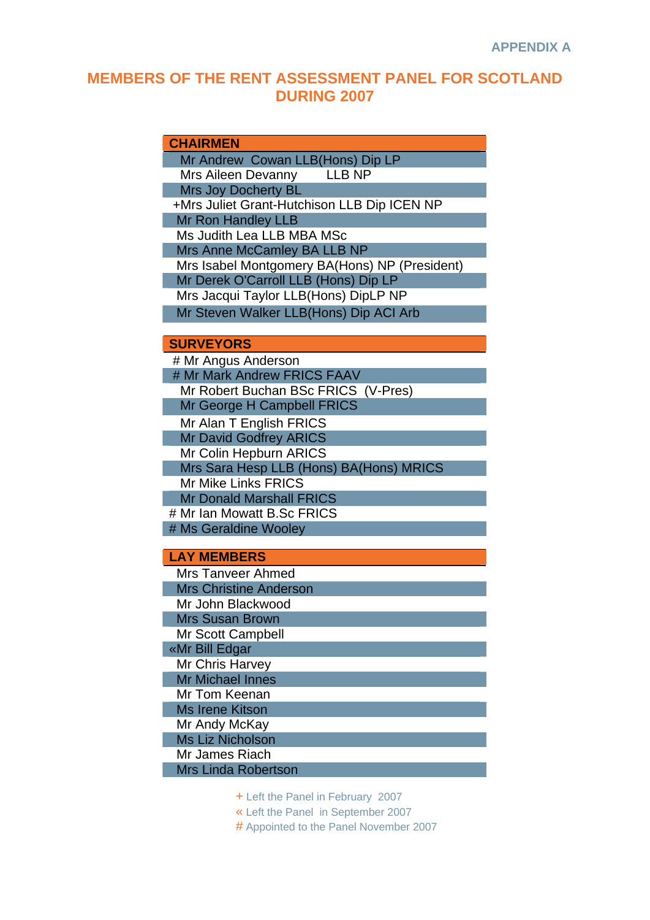APPENDIX A

# MEMBERS OF THE RENT ASSESSMENT PANEL FOR SCOTLAND DURING 2007

| CHAIRMEN |
|---|
| Mr Andrew Cowan LLB(Hons) Dip LP |
| Mrs Aileen Devanny LLB NP |
| Mrs Joy Docherty BL |
| +Mrs Juliet Grant-Hutchison LLB Dip ICEN NP |
| Mr Ron Handley LLB |
| Ms Judith Lea LLB MBA MSc |
| Mrs Anne McCamley BA LLB NP |
| Mrs Isabel Montgomery BA(Hons) NP (President) |
| Mr Derek O'Carroll LLB (Hons) Dip LP |
| Mrs Jacqui Taylor LLB(Hons) DipLP NP |
| Mr Steven Walker LLB(Hons) Dip ACI Arb |

| SURVEYORS |
|---|
| # Mr Angus Anderson |
| # Mr Mark Andrew FRICS FAAV |
| Mr Robert Buchan BSc FRICS (V-Pres) |
| Mr George H Campbell FRICS |
| Mr Alan T English FRICS |
| Mr David Godfrey ARICS |
| Mr Colin Hepburn ARICS |
| Mrs Sara Hesp LLB (Hons) BA(Hons) MRICS |
| Mr Mike Links FRICS |
| Mr Donald Marshall FRICS |
| # Mr Ian Mowatt B.Sc FRICS |
| # Ms Geraldine Wooley |

| LAY MEMBERS |
|---|
| Mrs Tanveer Ahmed |
| Mrs Christine Anderson |
| Mr John Blackwood |
| Mrs Susan Brown |
| Mr Scott Campbell |
| «Mr Bill Edgar |
| Mr Chris Harvey |
| Mr Michael Innes |
| Mr Tom Keenan |
| Ms Irene Kitson |
| Mr Andy McKay |
| Ms Liz Nicholson |
| Mr James Riach |
| Mrs Linda Robertson |

+ Left the Panel in February 2007
« Left the Panel in September 2007
# Appointed to the Panel November 2007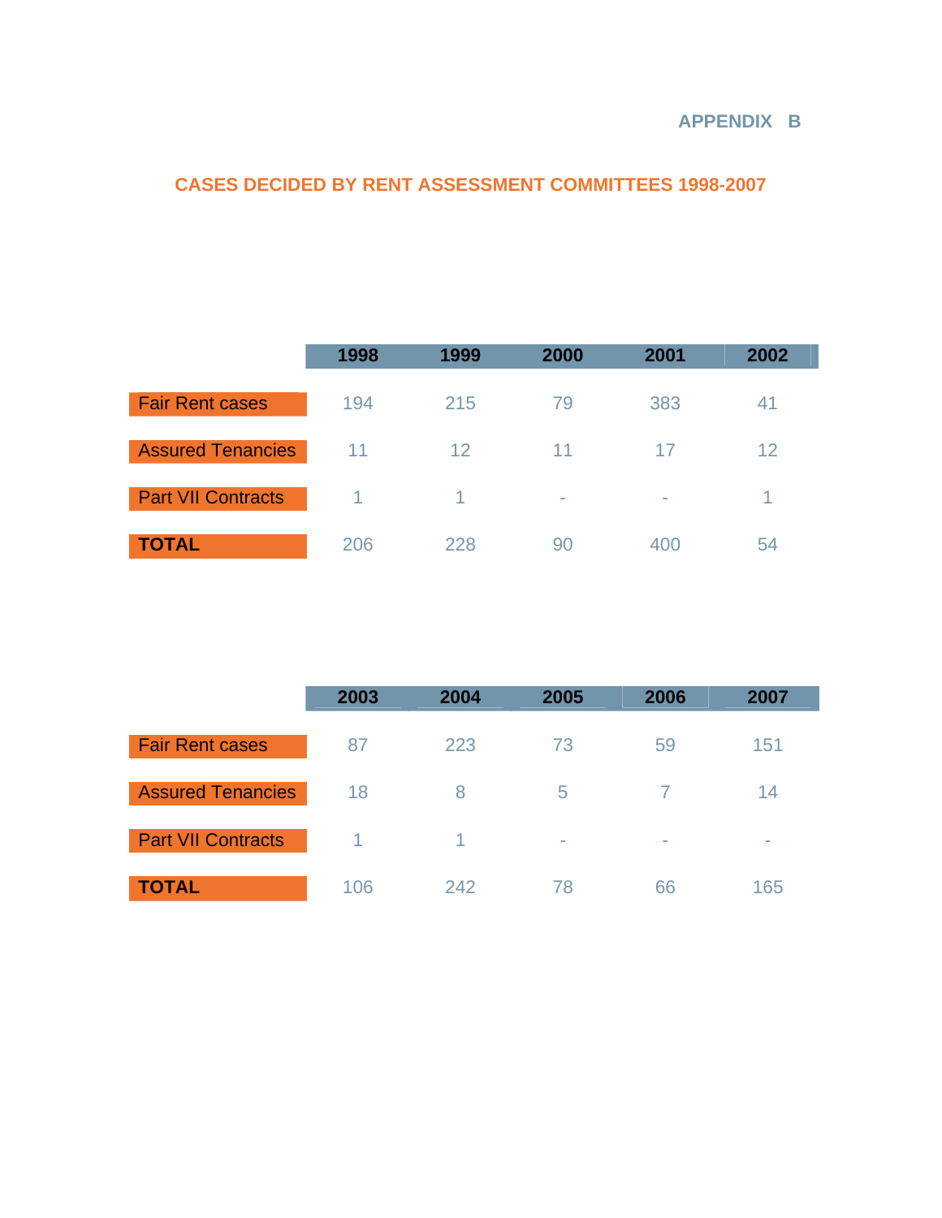APPENDIX B

## CASES DECIDED BY RENT ASSESSMENT COMMITTEES 1998-2007

| | 1998 | 1999 | 2000 | 2001 | 2002 |
|---|---|---|---|---|---|
| Fair Rent cases | 194 | 215 | 79 | 383 | 41 |
| Assured Tenancies | 11 | 12 | 11 | 17 | 12 |
| Part VII Contracts | 1 | 1 | - | - | 1 |
| **TOTAL** | 206 | 228 | 90 | 400 | 54 |

| | 2003 | 2004 | 2005 | 2006 | 2007 |
|---|---|---|---|---|---|
| Fair Rent cases | 87 | 223 | 73 | 59 | 151 |
| Assured Tenancies | 18 | 8 | 5 | 7 | 14 |
| Part VII Contracts | 1 | 1 | - | - | - |
| **TOTAL** | 106 | 242 | 78 | 66 | 165 |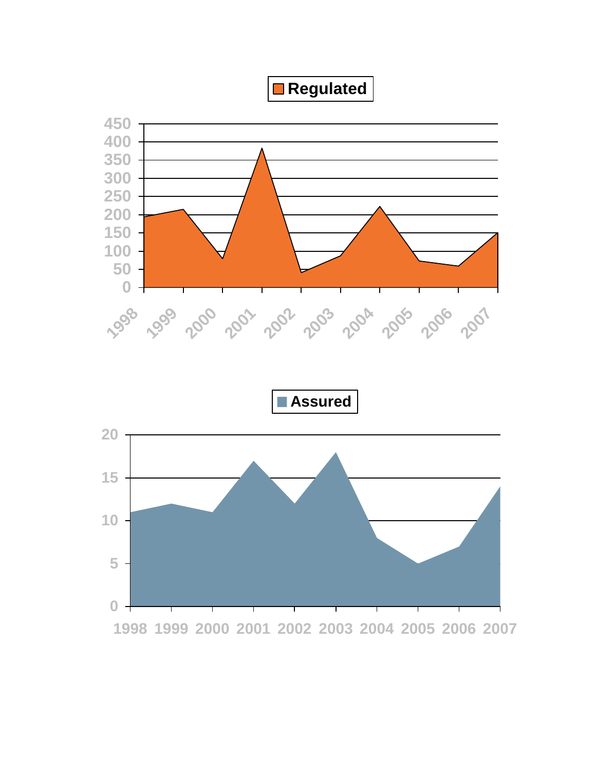**Regulated**

**Assured**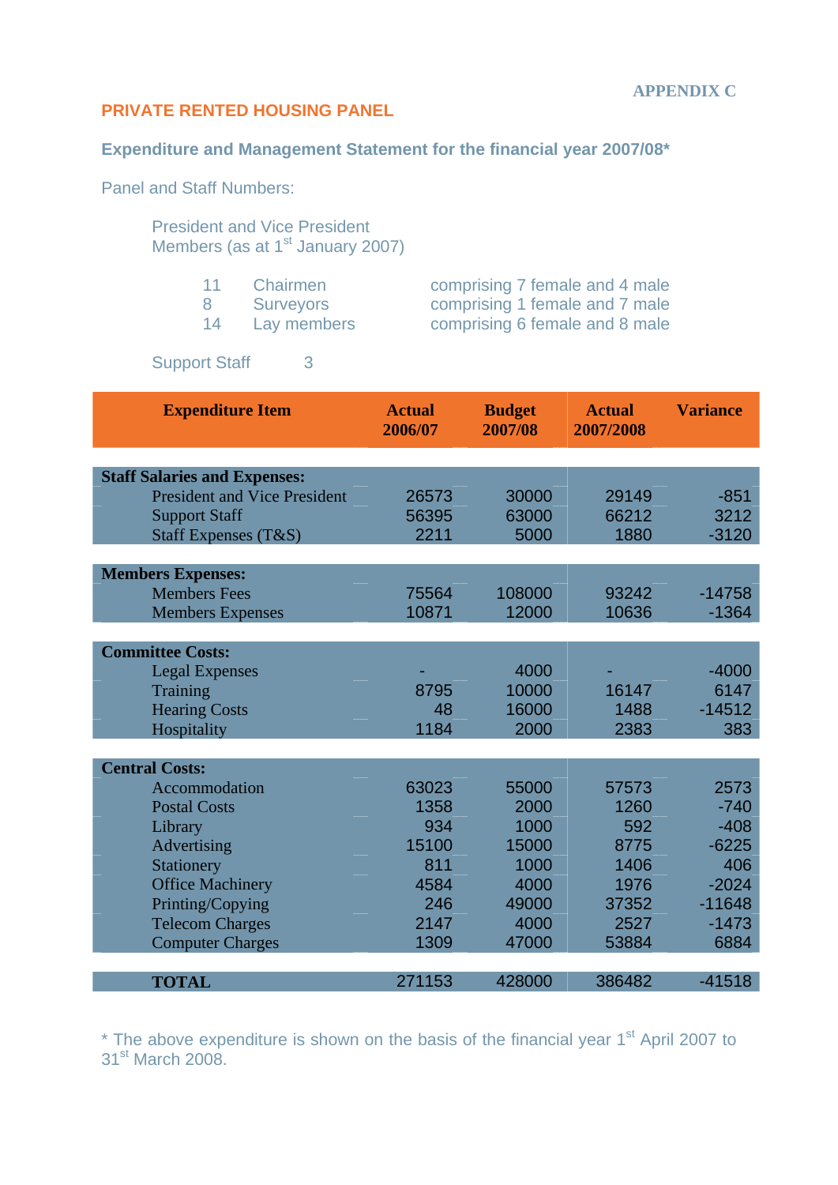APPENDIX C

# PRIVATE RENTED HOUSING PANEL

## Expenditure and Management Statement for the financial year 2007/08*

Panel and Staff Numbers:

President and Vice President
Members (as at 1st January 2007)

| | | |
|---|---|---|
| 11 | Chairmen | comprising 7 female and 4 male |
| 8 | Surveyors | comprising 1 female and 7 male |
| 14 | Lay members | comprising 6 female and 8 male |

Support Staff 3

| Expenditure Item | Actual 2006/07 | Budget 2007/08 | Actual 2007/2008 | Variance |
|---|---|---|---|---|
| **Staff Salaries and Expenses:** | | | | |
| President and Vice President | 26573 | 30000 | 29149 | -851 |
| Support Staff | 56395 | 63000 | 66212 | 3212 |
| Staff Expenses (T&S) | 2211 | 5000 | 1880 | -3120 |
| **Members Expenses:** | | | | |
| Members Fees | 75564 | 108000 | 93242 | -14758 |
| Members Expenses | 10871 | 12000 | 10636 | -1364 |
| **Committee Costs:** | | | | |
| Legal Expenses | - | 4000 | - | -4000 |
| Training | 8795 | 10000 | 16147 | 6147 |
| Hearing Costs | 48 | 16000 | 1488 | -14512 |
| Hospitality | 1184 | 2000 | 2383 | 383 |
| **Central Costs:** | | | | |
| Accommodation | 63023 | 55000 | 57573 | 2573 |
| Postal Costs | 1358 | 2000 | 1260 | -740 |
| Library | 934 | 1000 | 592 | -408 |
| Advertising | 15100 | 15000 | 8775 | -6225 |
| Stationery | 811 | 1000 | 1406 | 406 |
| Office Machinery | 4584 | 4000 | 1976 | -2024 |
| Printing/Copying | 246 | 49000 | 37352 | -11648 |
| Telecom Charges | 2147 | 4000 | 2527 | -1473 |
| Computer Charges | 1309 | 47000 | 53884 | 6884 |
| **TOTAL** | 271153 | 428000 | 386482 | -41518 |

* The above expenditure is shown on the basis of the financial year 1st April 2007 to 31st March 2008.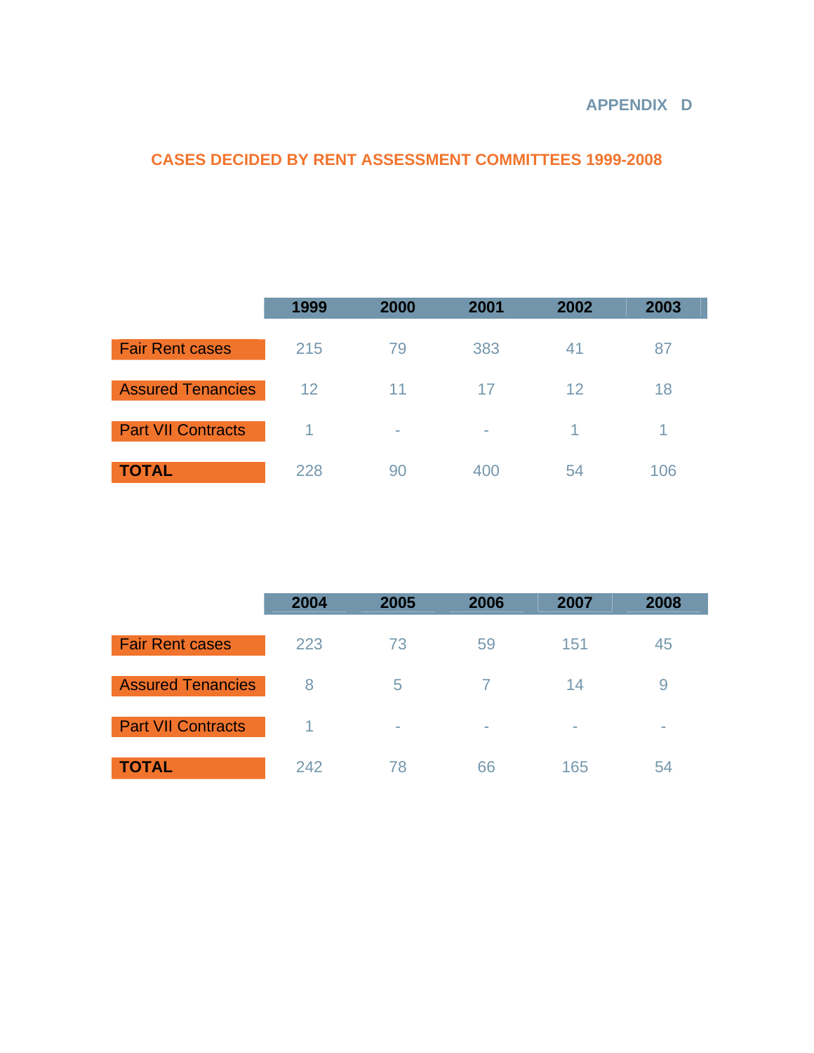APPENDIX D

## CASES DECIDED BY RENT ASSESSMENT COMMITTEES 1999-2008

| | 1999 | 2000 | 2001 | 2002 | 2003 |
|---|---|---|---|---|---|
| Fair Rent cases | 215 | 79 | 383 | 41 | 87 |
| Assured Tenancies | 12 | 11 | 17 | 12 | 18 |
| Part VII Contracts | 1 | - | - | 1 | 1 |
| **TOTAL** | 228 | 90 | 400 | 54 | 106 |

| | 2004 | 2005 | 2006 | 2007 | 2008 |
|---|---|---|---|---|---|
| Fair Rent cases | 223 | 73 | 59 | 151 | 45 |
| Assured Tenancies | 8 | 5 | 7 | 14 | 9 |
| Part VII Contracts | 1 | - | - | - | - |
| **TOTAL** | 242 | 78 | 66 | 165 | 54 |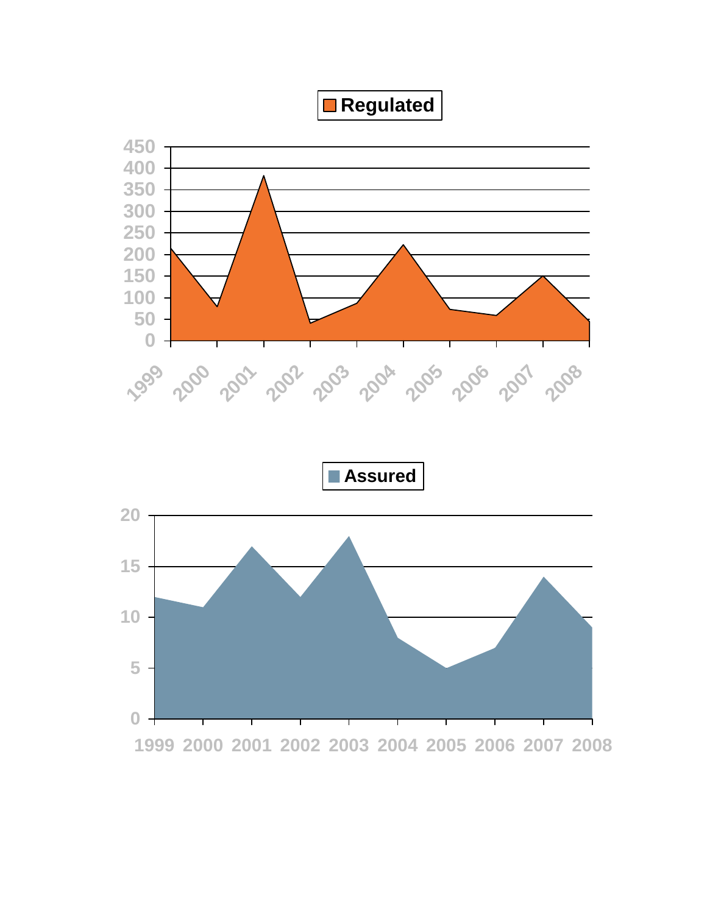**Regulated**

450
400
350
300
250
200
150
100
50
0

1999 2000 2001 2002 2003 2004 2005 2006 2007 2008

**Assured**

20
15
10
5
0

1999 2000 2001 2002 2003 2004 2005 2006 2007 2008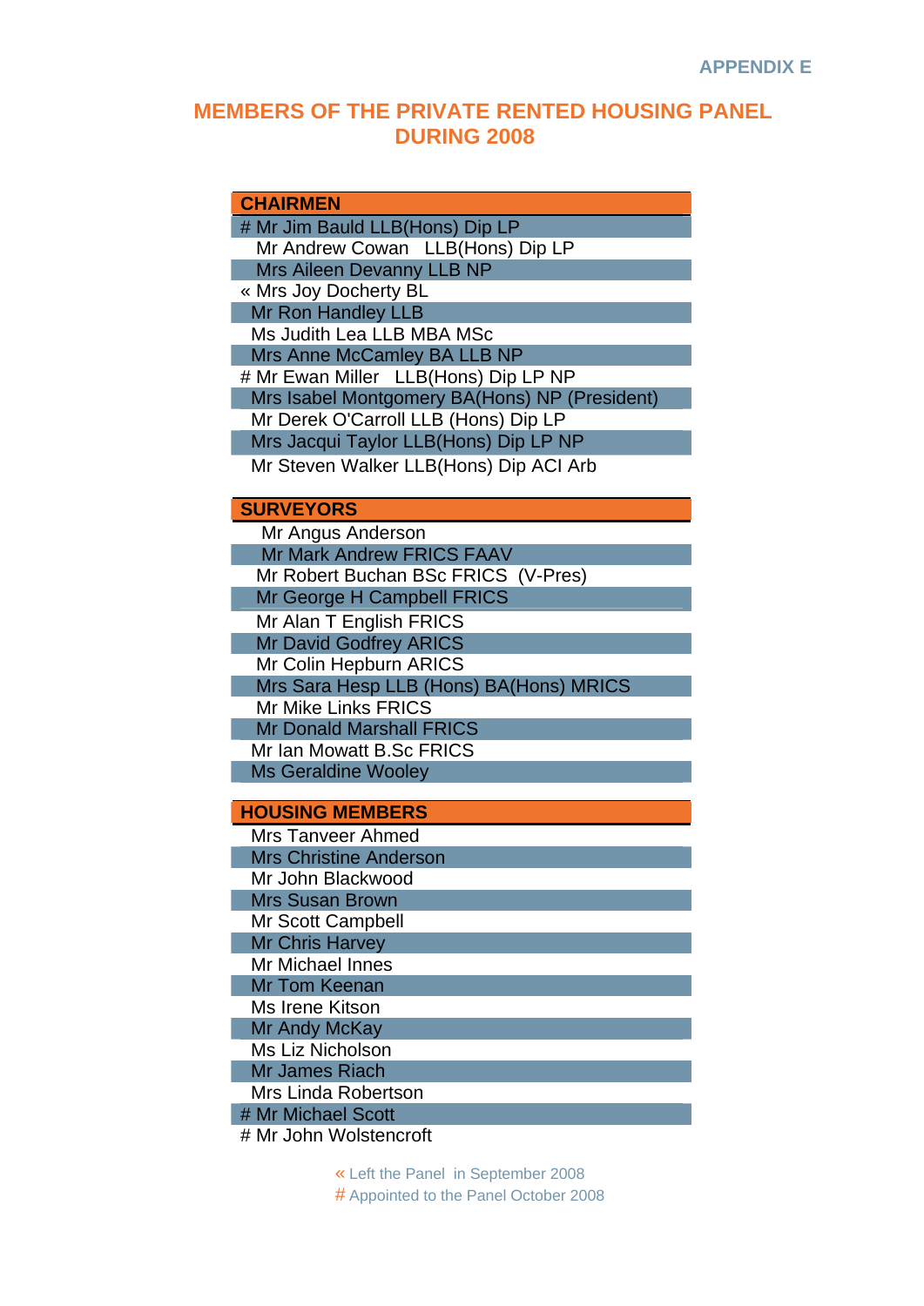APPENDIX E

# MEMBERS OF THE PRIVATE RENTED HOUSING PANEL DURING 2008

| CHAIRMEN |
|---|
| # Mr Jim Bauld LLB(Hons) Dip LP |
| Mr Andrew Cowan LLB(Hons) Dip LP |
| Mrs Aileen Devanny LLB NP |
| « Mrs Joy Docherty BL |
| Mr Ron Handley LLB |
| Ms Judith Lea LLB MBA MSc |
| Mrs Anne McCamley BA LLB NP |
| # Mr Ewan Miller LLB(Hons) Dip LP NP |
| Mrs Isabel Montgomery BA(Hons) NP (President) |
| Mr Derek O'Carroll LLB (Hons) Dip LP |
| Mrs Jacqui Taylor LLB(Hons) Dip LP NP |
| Mr Steven Walker LLB(Hons) Dip ACI Arb |

| SURVEYORS |
|---|
| Mr Angus Anderson |
| Mr Mark Andrew FRICS FAAV |
| Mr Robert Buchan BSc FRICS (V-Pres) |
| Mr George H Campbell FRICS |
| Mr Alan T English FRICS |
| Mr David Godfrey ARICS |
| Mr Colin Hepburn ARICS |
| Mrs Sara Hesp LLB (Hons) BA(Hons) MRICS |
| Mr Mike Links FRICS |
| Mr Donald Marshall FRICS |
| Mr Ian Mowatt B.Sc FRICS |
| Ms Geraldine Wooley |

| HOUSING MEMBERS |
|---|
| Mrs Tanveer Ahmed |
| Mrs Christine Anderson |
| Mr John Blackwood |
| Mrs Susan Brown |
| Mr Scott Campbell |
| Mr Chris Harvey |
| Mr Michael Innes |
| Mr Tom Keenan |
| Ms Irene Kitson |
| Mr Andy McKay |
| Ms Liz Nicholson |
| Mr James Riach |
| Mrs Linda Robertson |
| # Mr Michael Scott |
| # Mr John Wolstencroft |

« Left the Panel in September 2008

# Appointed to the Panel October 2008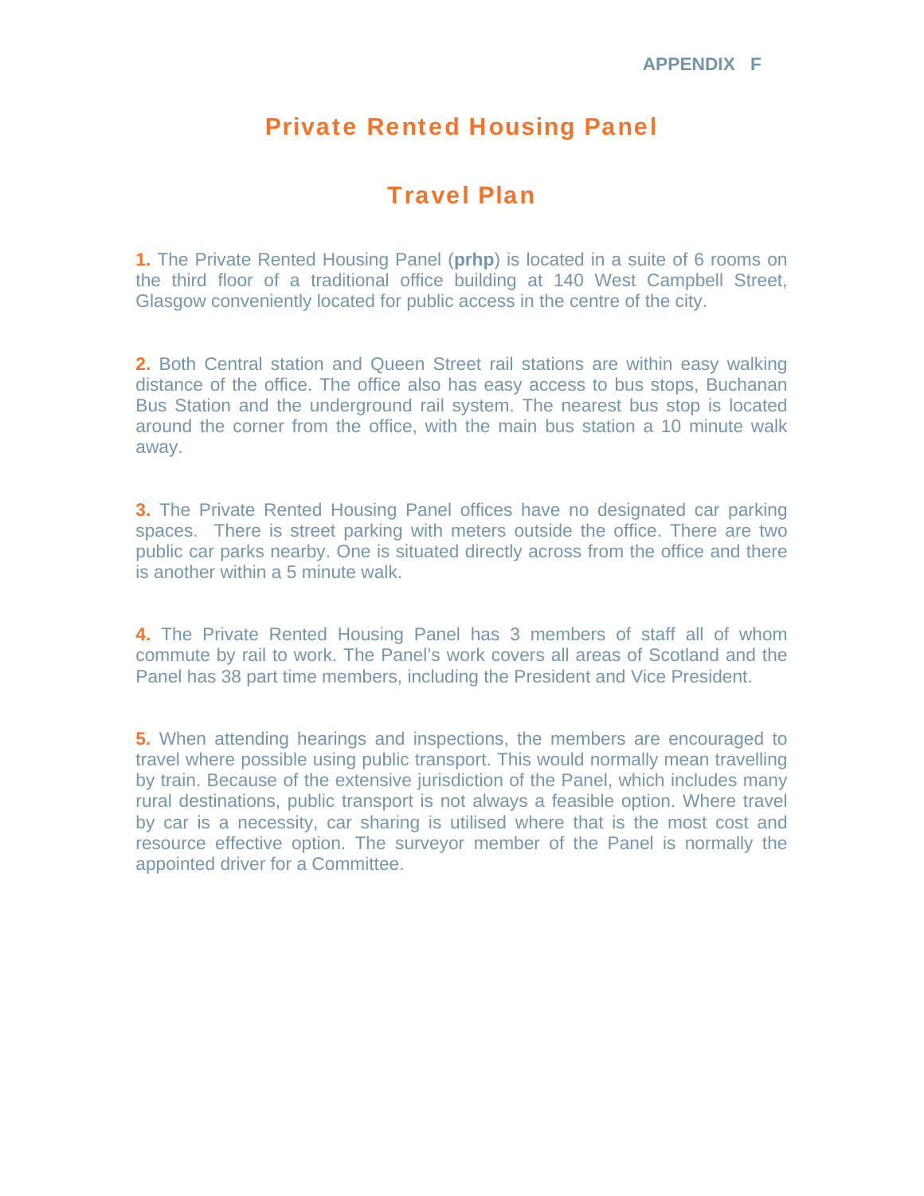APPENDIX F

# Private Rented Housing Panel

## Travel Plan

**1.** The Private Rented Housing Panel (**prhp**) is located in a suite of 6 rooms on the third floor of a traditional office building at 140 West Campbell Street, Glasgow conveniently located for public access in the centre of the city.

**2.** Both Central station and Queen Street rail stations are within easy walking distance of the office. The office also has easy access to bus stops, Buchanan Bus Station and the underground rail system. The nearest bus stop is located around the corner from the office, with the main bus station a 10 minute walk away.

**3.** The Private Rented Housing Panel offices have no designated car parking spaces. There is street parking with meters outside the office. There are two public car parks nearby. One is situated directly across from the office and there is another within a 5 minute walk.

**4.** The Private Rented Housing Panel has 3 members of staff all of whom commute by rail to work. The Panel's work covers all areas of Scotland and the Panel has 38 part time members, including the President and Vice President.

**5.** When attending hearings and inspections, the members are encouraged to travel where possible using public transport. This would normally mean travelling by train. Because of the extensive jurisdiction of the Panel, which includes many rural destinations, public transport is not always a feasible option. Where travel by car is a necessity, car sharing is utilised where that is the most cost and resource effective option. The surveyor member of the Panel is normally the appointed driver for a Committee.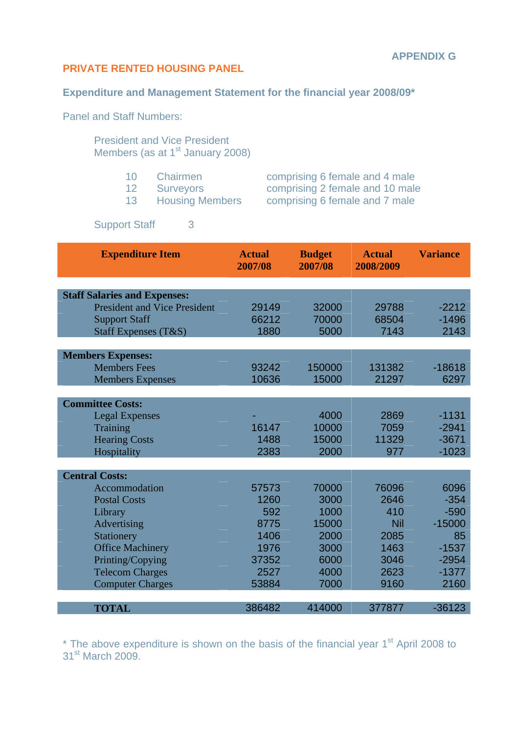APPENDIX G

## PRIVATE RENTED HOUSING PANEL

### Expenditure and Management Statement for the financial year 2008/09*

Panel and Staff Numbers:

President and Vice President
Members (as at 1st January 2008)

| | | |
|---|---|---|
| 10 | Chairmen | comprising 6 female and 4 male |
| 12 | Surveyors | comprising 2 female and 10 male |
| 13 | Housing Members | comprising 6 female and 7 male |

Support Staff 3

| Expenditure Item | Actual 2007/08 | Budget 2007/08 | Actual 2008/2009 | Variance |
|---|---|---|---|---|
| **Staff Salaries and Expenses:** | | | | |
| President and Vice President | 29149 | 32000 | 29788 | -2212 |
| Support Staff | 66212 | 70000 | 68504 | -1496 |
| Staff Expenses (T&S) | 1880 | 5000 | 7143 | 2143 |
| **Members Expenses:** | | | | |
| Members Fees | 93242 | 150000 | 131382 | -18618 |
| Members Expenses | 10636 | 15000 | 21297 | 6297 |
| **Committee Costs:** | | | | |
| Legal Expenses | - | 4000 | 2869 | -1131 |
| Training | 16147 | 10000 | 7059 | -2941 |
| Hearing Costs | 1488 | 15000 | 11329 | -3671 |
| Hospitality | 2383 | 2000 | 977 | -1023 |
| **Central Costs:** | | | | |
| Accommodation | 57573 | 70000 | 76096 | 6096 |
| Postal Costs | 1260 | 3000 | 2646 | -354 |
| Library | 592 | 1000 | 410 | -590 |
| Advertising | 8775 | 15000 | Nil | -15000 |
| Stationery | 1406 | 2000 | 2085 | 85 |
| Office Machinery | 1976 | 3000 | 1463 | -1537 |
| Printing/Copying | 37352 | 6000 | 3046 | -2954 |
| Telecom Charges | 2527 | 4000 | 2623 | -1377 |
| Computer Charges | 53884 | 7000 | 9160 | 2160 |
| **TOTAL** | 386482 | 414000 | 377877 | -36123 |

* The above expenditure is shown on the basis of the financial year 1st April 2008 to 31st March 2009.